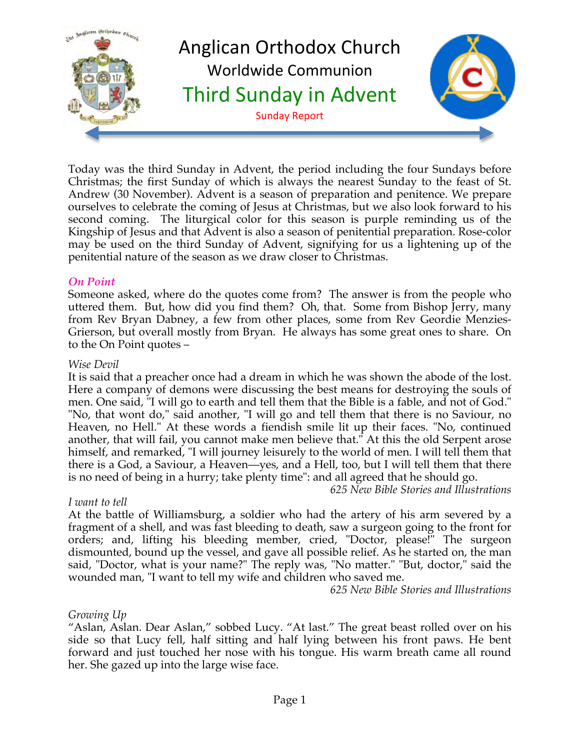# Anglican Orthodox Church

## Worldwide Communion

## Third Sunday in Advent

Sunday Report

Today was the third Sunday in Advent, the period including the four Sundays before Christmas; the first Sunday of which is always the nearest Sunday to the feast of St. Andrew (30 November). Advent is a season of preparation and penitence. We prepare ourselves to celebrate the coming of Jesus at Christmas, but we also look forward to his second coming. The liturgical color for this season is purple reminding us of the Kingship of Jesus and that Advent is also a season of penitential preparation. Rose-color may be used on the third Sunday of Advent, signifying for us a lightening up of the penitential nature of the season as we draw closer to Christmas.

### *On Point*

Someone asked, where do the quotes come from? The answer is from the people who uttered them. But, how did you find them? Oh, that. Some from Bishop Jerry, many from Rev Bryan Dabney, a few from other places, some from Rev Geordie Menzies-Grierson, but overall mostly from Bryan. He always has some great ones to share. On to the On Point quotes –

*Wise Devil*

It is said that a preacher once had a dream in which he was shown the abode of the lost. Here a company of demons were discussing the best means for destroying the souls of men. One said, "I will go to earth and tell them that the Bible is a fable, and not of God." "No, that wont do," said another, "I will go and tell them that there is no Saviour, no Heaven, no Hell." At these words a fiendish smile lit up their faces. "No, continued another, that will fail, you cannot make men believe that." At this the old Serpent arose himself, and remarked, "I will journey leisurely to the world of men. I will tell them that there is a God, a Saviour, a Heaven—yes, and a Hell, too, but I will tell them that there is no need of being in a hurry; take plenty time": and all agreed that he should go.

*625 New Bible Stories and Illustrations*

*I want to tell*

At the battle of Williamsburg, a soldier who had the artery of his arm severed by a fragment of a shell, and was fast bleeding to death, saw a surgeon going to the front for orders; and, lifting his bleeding member, cried, "Doctor, please!" The surgeon dismounted, bound up the vessel, and gave all possible relief. As he started on, the man said, "Doctor, what is your name?" The reply was, "No matter." "But, doctor," said the wounded man, "I want to tell my wife and children who saved me.

*625 New Bible Stories and Illustrations*

*Growing Up*

"Aslan, Aslan. Dear Aslan," sobbed Lucy. "At last." The great beast rolled over on his side so that Lucy fell, half sitting and half lying between his front paws. He bent forward and just touched her nose with his tongue. His warm breath came all round her. She gazed up into the large wise face.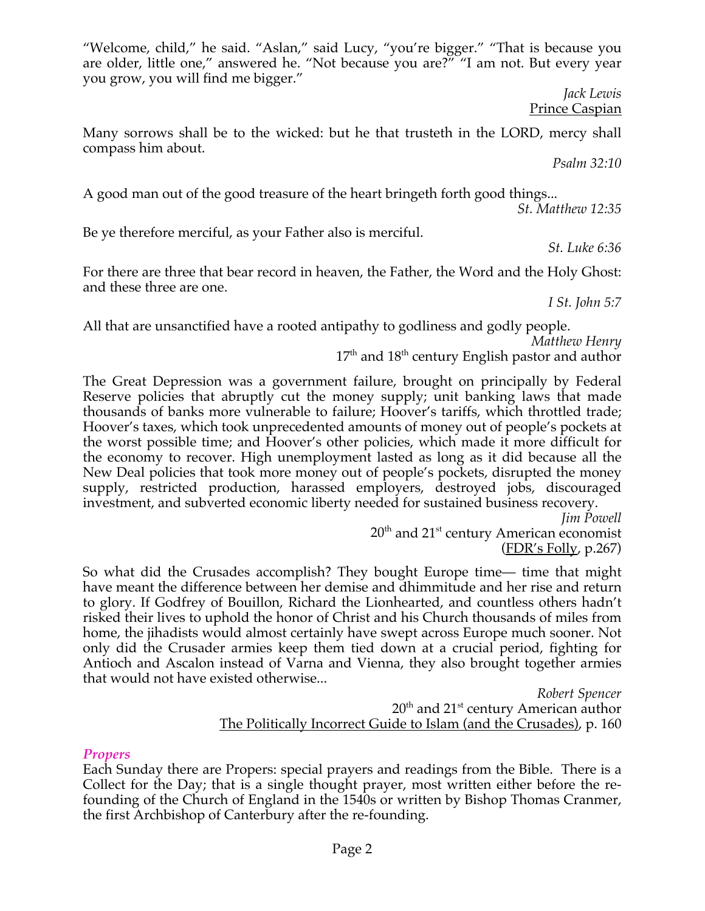"Welcome, child," he said. "Aslan," said Lucy, "you're bigger." "That is because you are older, little one," answered he. "Not because you are?" "I am not. But every year you grow, you will find me bigger."

*Jack Lewis*
Prince Caspian

Many sorrows shall be to the wicked: but he that trusteth in the LORD, mercy shall compass him about.

*Psalm 32:10*

A good man out of the good treasure of the heart bringeth forth good things...

*St. Matthew 12:35*

Be ye therefore merciful, as your Father also is merciful.

*St. Luke 6:36*

For there are three that bear record in heaven, the Father, the Word and the Holy Ghost: and these three are one.

*I St. John 5:7*

All that are unsanctified have a rooted antipathy to godliness and godly people.

*Matthew Henry*
17th and 18th century English pastor and author

The Great Depression was a government failure, brought on principally by Federal Reserve policies that abruptly cut the money supply; unit banking laws that made thousands of banks more vulnerable to failure; Hoover's tariffs, which throttled trade; Hoover's taxes, which took unprecedented amounts of money out of people's pockets at the worst possible time; and Hoover's other policies, which made it more difficult for the economy to recover. High unemployment lasted as long as it did because all the New Deal policies that took more money out of people's pockets, disrupted the money supply, restricted production, harassed employers, destroyed jobs, discouraged investment, and subverted economic liberty needed for sustained business recovery.

*Jim Powell*
20th and 21st century American economist
(FDR's Folly, p.267)

So what did the Crusades accomplish? They bought Europe time— time that might have meant the difference between her demise and dhimmitude and her rise and return to glory. If Godfrey of Bouillon, Richard the Lionhearted, and countless others hadn't risked their lives to uphold the honor of Christ and his Church thousands of miles from home, the jihadists would almost certainly have swept across Europe much sooner. Not only did the Crusader armies keep them tied down at a crucial period, fighting for Antioch and Ascalon instead of Varna and Vienna, they also brought together armies that would not have existed otherwise...

*Robert Spencer*
20th and 21st century American author
The Politically Incorrect Guide to Islam (and the Crusades), p. 160

### *Propers*

Each Sunday there are Propers: special prayers and readings from the Bible. There is a Collect for the Day; that is a single thought prayer, most written either before the re-founding of the Church of England in the 1540s or written by Bishop Thomas Cranmer, the first Archbishop of Canterbury after the re-founding.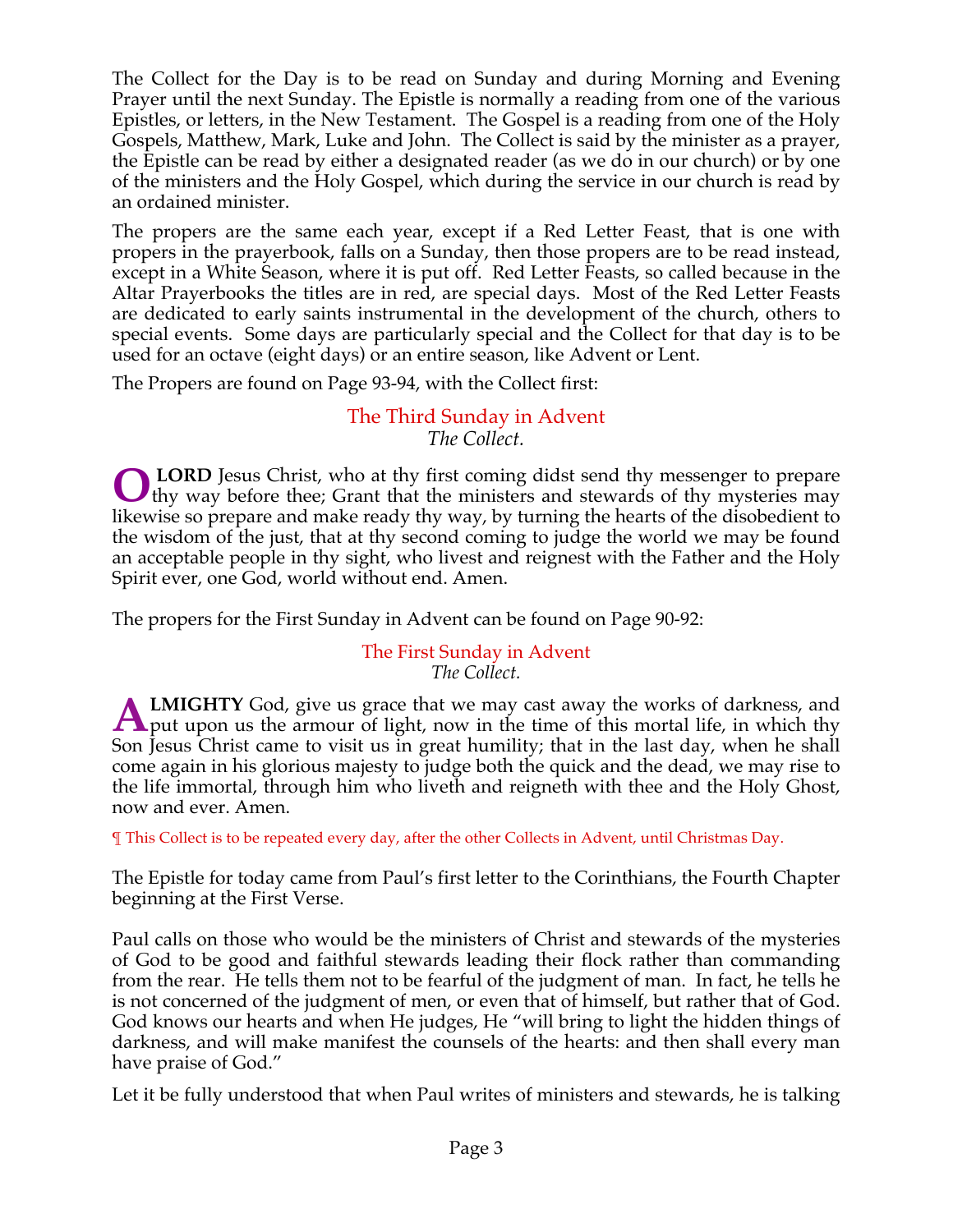The Collect for the Day is to be read on Sunday and during Morning and Evening Prayer until the next Sunday. The Epistle is normally a reading from one of the various Epistles, or letters, in the New Testament. The Gospel is a reading from one of the Holy Gospels, Matthew, Mark, Luke and John. The Collect is said by the minister as a prayer, the Epistle can be read by either a designated reader (as we do in our church) or by one of the ministers and the Holy Gospel, which during the service in our church is read by an ordained minister.

The propers are the same each year, except if a Red Letter Feast, that is one with propers in the prayerbook, falls on a Sunday, then those propers are to be read instead, except in a White Season, where it is put off. Red Letter Feasts, so called because in the Altar Prayerbooks the titles are in red, are special days. Most of the Red Letter Feasts are dedicated to early saints instrumental in the development of the church, others to special events. Some days are particularly special and the Collect for that day is to be used for an octave (eight days) or an entire season, like Advent or Lent.

The Propers are found on Page 93-94, with the Collect first:

## The Third Sunday in Advent

*The Collect.*

**O LORD** Jesus Christ, who at thy first coming didst send thy messenger to prepare thy way before thee; Grant that the ministers and stewards of thy mysteries may likewise so prepare and make ready thy way, by turning the hearts of the disobedient to the wisdom of the just, that at thy second coming to judge the world we may be found an acceptable people in thy sight, who livest and reignest with the Father and the Holy Spirit ever, one God, world without end. Amen.

The propers for the First Sunday in Advent can be found on Page 90-92:

## The First Sunday in Advent

*The Collect.*

**ALMIGHTY** God, give us grace that we may cast away the works of darkness, and put upon us the armour of light, now in the time of this mortal life, in which thy Son Jesus Christ came to visit us in great humility; that in the last day, when he shall come again in his glorious majesty to judge both the quick and the dead, we may rise to the life immortal, through him who liveth and reigneth with thee and the Holy Ghost, now and ever. Amen.

¶ This Collect is to be repeated every day, after the other Collects in Advent, until Christmas Day.

The Epistle for today came from Paul's first letter to the Corinthians, the Fourth Chapter beginning at the First Verse.

Paul calls on those who would be the ministers of Christ and stewards of the mysteries of God to be good and faithful stewards leading their flock rather than commanding from the rear. He tells them not to be fearful of the judgment of man. In fact, he tells he is not concerned of the judgment of men, or even that of himself, but rather that of God. God knows our hearts and when He judges, He "will bring to light the hidden things of darkness, and will make manifest the counsels of the hearts: and then shall every man have praise of God."

Let it be fully understood that when Paul writes of ministers and stewards, he is talking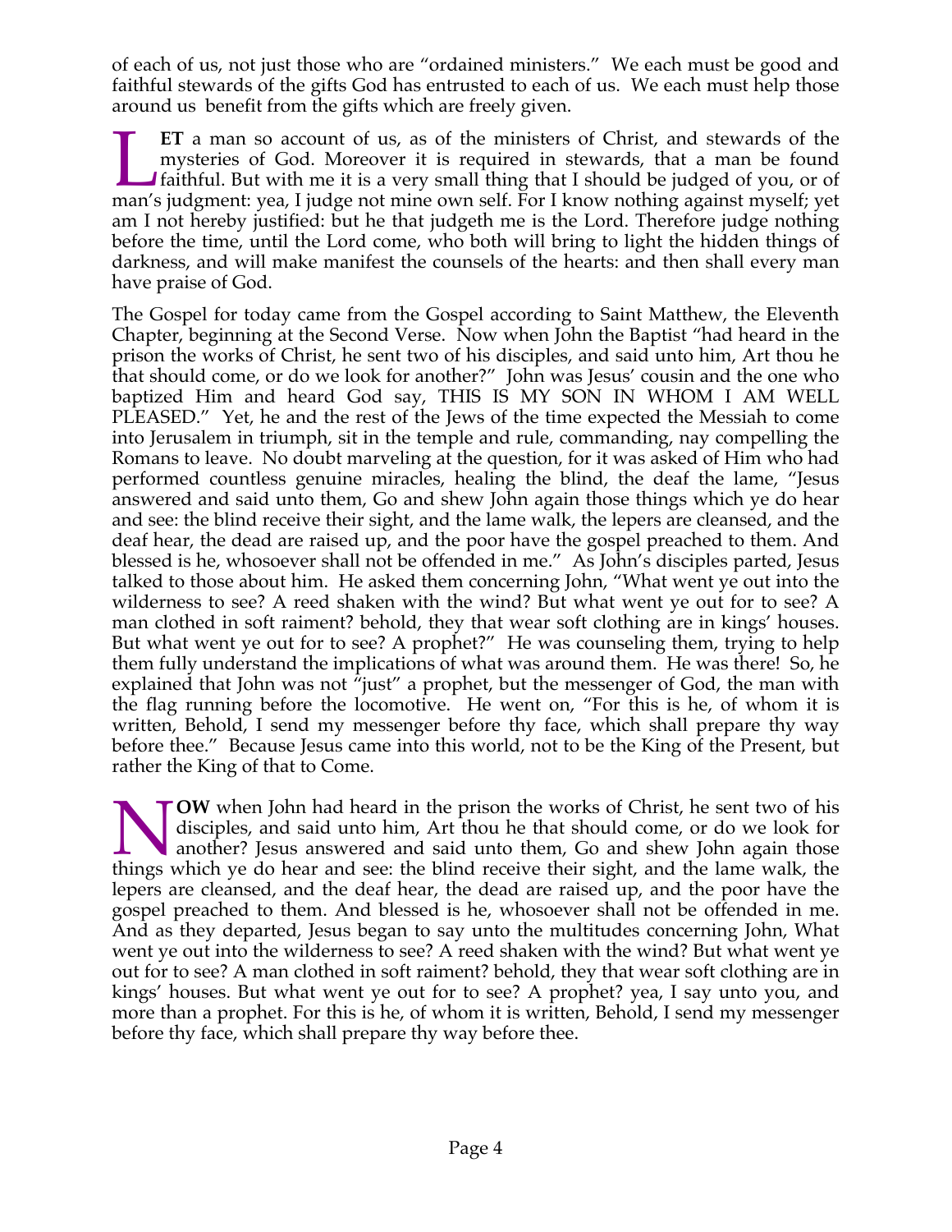of each of us, not just those who are "ordained ministers." We each must be good and faithful stewards of the gifts God has entrusted to each of us. We each must help those around us benefit from the gifts which are freely given.

**LET** a man so account of us, as of the ministers of Christ, and stewards of the mysteries of God. Moreover it is required in stewards, that a man be found faithful. But with me it is a very small thing that I should be judged of you, or of man's judgment: yea, I judge not mine own self. For I know nothing against myself; yet am I not hereby justified: but he that judgeth me is the Lord. Therefore judge nothing before the time, until the Lord come, who both will bring to light the hidden things of darkness, and will make manifest the counsels of the hearts: and then shall every man have praise of God.

The Gospel for today came from the Gospel according to Saint Matthew, the Eleventh Chapter, beginning at the Second Verse. Now when John the Baptist "had heard in the prison the works of Christ, he sent two of his disciples, and said unto him, Art thou he that should come, or do we look for another?" John was Jesus' cousin and the one who baptized Him and heard God say, THIS IS MY SON IN WHOM I AM WELL PLEASED." Yet, he and the rest of the Jews of the time expected the Messiah to come into Jerusalem in triumph, sit in the temple and rule, commanding, nay compelling the Romans to leave. No doubt marveling at the question, for it was asked of Him who had performed countless genuine miracles, healing the blind, the deaf the lame, "Jesus answered and said unto them, Go and shew John again those things which ye do hear and see: the blind receive their sight, and the lame walk, the lepers are cleansed, and the deaf hear, the dead are raised up, and the poor have the gospel preached to them. And blessed is he, whosoever shall not be offended in me." As John's disciples parted, Jesus talked to those about him. He asked them concerning John, "What went ye out into the wilderness to see? A reed shaken with the wind? But what went ye out for to see? A man clothed in soft raiment? behold, they that wear soft clothing are in kings' houses. But what went ye out for to see? A prophet?" He was counseling them, trying to help them fully understand the implications of what was around them. He was there! So, he explained that John was not "just" a prophet, but the messenger of God, the man with the flag running before the locomotive. He went on, "For this is he, of whom it is written, Behold, I send my messenger before thy face, which shall prepare thy way before thee." Because Jesus came into this world, not to be the King of the Present, but rather the King of that to Come.

**NOW** when John had heard in the prison the works of Christ, he sent two of his disciples, and said unto him, Art thou he that should come, or do we look for another? Jesus answered and said unto them, Go and shew John again those things which ye do hear and see: the blind receive their sight, and the lame walk, the lepers are cleansed, and the deaf hear, the dead are raised up, and the poor have the gospel preached to them. And blessed is he, whosoever shall not be offended in me. And as they departed, Jesus began to say unto the multitudes concerning John, What went ye out into the wilderness to see? A reed shaken with the wind? But what went ye out for to see? A man clothed in soft raiment? behold, they that wear soft clothing are in kings' houses. But what went ye out for to see? A prophet? yea, I say unto you, and more than a prophet. For this is he, of whom it is written, Behold, I send my messenger before thy face, which shall prepare thy way before thee.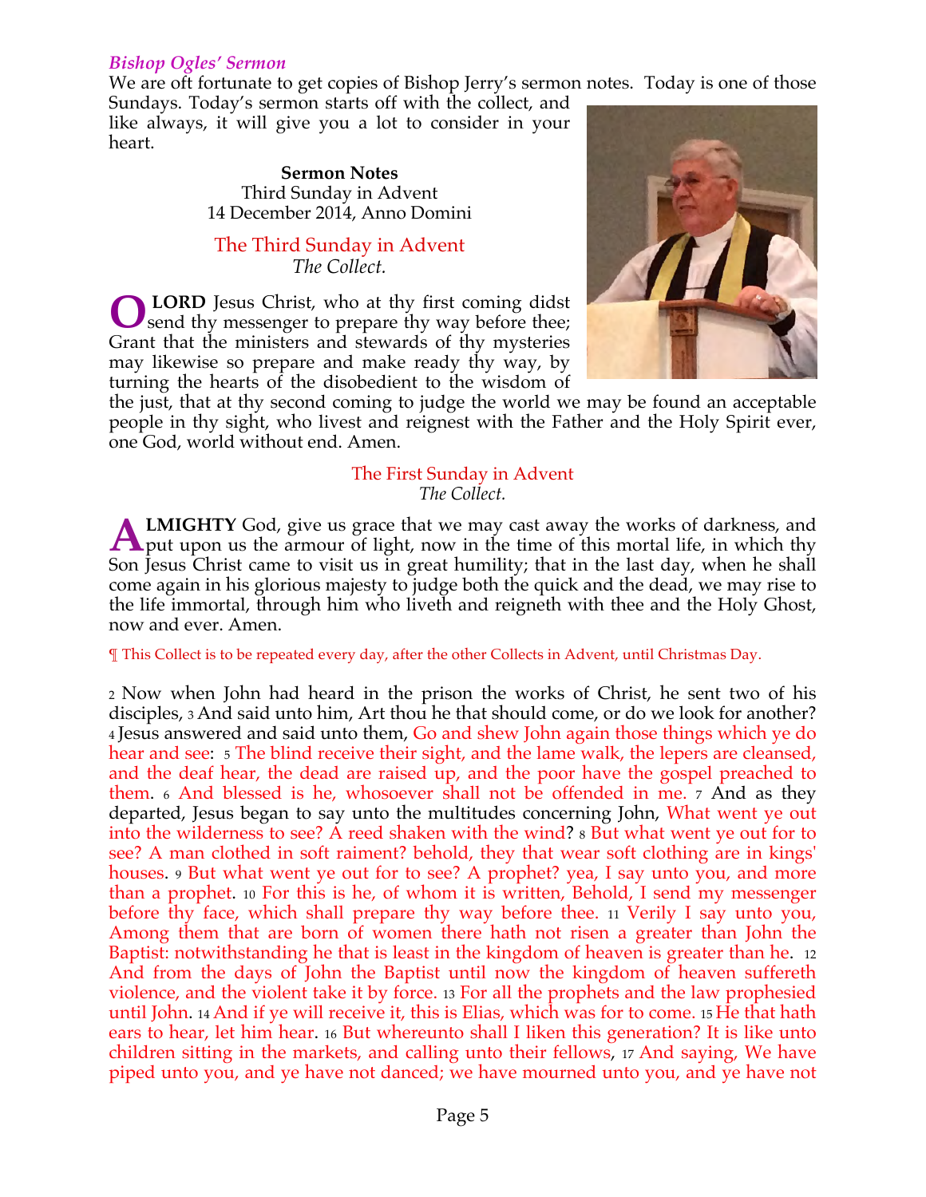*Bishop Ogles' Sermon*

We are oft fortunate to get copies of Bishop Jerry's sermon notes. Today is one of those Sundays. Today's sermon starts off with the collect, and like always, it will give you a lot to consider in your heart.

**Sermon Notes**
Third Sunday in Advent
14 December 2014, Anno Domini

The Third Sunday in Advent
*The Collect.*

O **LORD** Jesus Christ, who at thy first coming didst send thy messenger to prepare thy way before thee; Grant that the ministers and stewards of thy mysteries may likewise so prepare and make ready thy way, by turning the hearts of the disobedient to the wisdom of the just, that at thy second coming to judge the world we may be found an acceptable people in thy sight, who livest and reignest with the Father and the Holy Spirit ever, one God, world without end. Amen.

The First Sunday in Advent
*The Collect.*

A**LMIGHTY** God, give us grace that we may cast away the works of darkness, and put upon us the armour of light, now in the time of this mortal life, in which thy Son Jesus Christ came to visit us in great humility; that in the last day, when he shall come again in his glorious majesty to judge both the quick and the dead, we may rise to the life immortal, through him who liveth and reigneth with thee and the Holy Ghost, now and ever. Amen.

¶ This Collect is to be repeated every day, after the other Collects in Advent, until Christmas Day.

2 Now when John had heard in the prison the works of Christ, he sent two of his disciples, 3 And said unto him, Art thou he that should come, or do we look for another? 4 Jesus answered and said unto them, Go and shew John again those things which ye do hear and see: 5 The blind receive their sight, and the lame walk, the lepers are cleansed, and the deaf hear, the dead are raised up, and the poor have the gospel preached to them. 6 And blessed is he, whosoever shall not be offended in me. 7 And as they departed, Jesus began to say unto the multitudes concerning John, What went ye out into the wilderness to see? A reed shaken with the wind? 8 But what went ye out for to see? A man clothed in soft raiment? behold, they that wear soft clothing are in kings' houses. 9 But what went ye out for to see? A prophet? yea, I say unto you, and more than a prophet. 10 For this is he, of whom it is written, Behold, I send my messenger before thy face, which shall prepare thy way before thee. 11 Verily I say unto you, Among them that are born of women there hath not risen a greater than John the Baptist: notwithstanding he that is least in the kingdom of heaven is greater than he. 12 And from the days of John the Baptist until now the kingdom of heaven suffereth violence, and the violent take it by force. 13 For all the prophets and the law prophesied until John. 14 And if ye will receive it, this is Elias, which was for to come. 15 He that hath ears to hear, let him hear. 16 But whereunto shall I liken this generation? It is like unto children sitting in the markets, and calling unto their fellows, 17 And saying, We have piped unto you, and ye have not danced; we have mourned unto you, and ye have not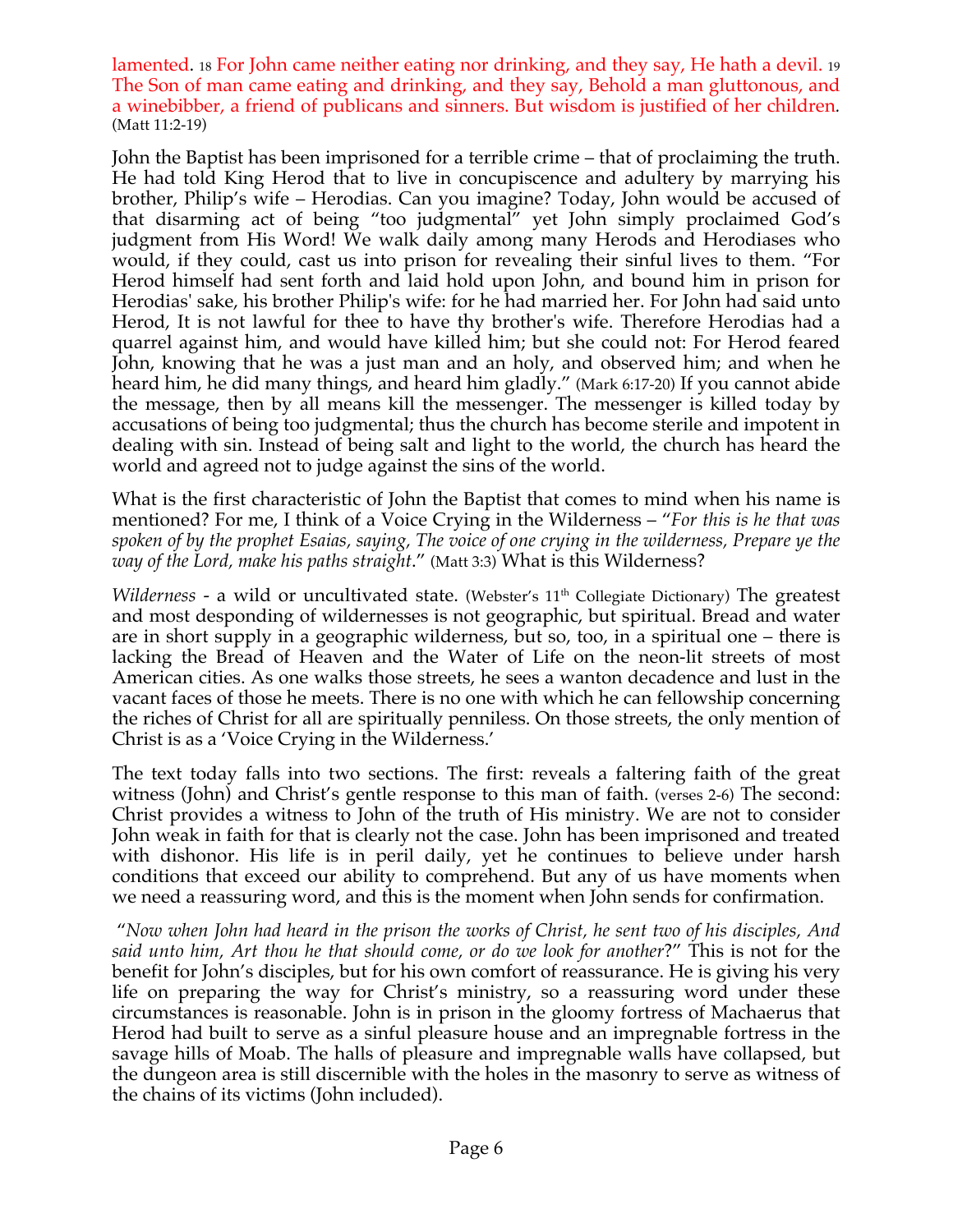lamented. 18 For John came neither eating nor drinking, and they say, He hath a devil. 19 The Son of man came eating and drinking, and they say, Behold a man gluttonous, and a winebibber, a friend of publicans and sinners. But wisdom is justified of her children. (Matt 11:2-19)

John the Baptist has been imprisoned for a terrible crime – that of proclaiming the truth. He had told King Herod that to live in concupiscence and adultery by marrying his brother, Philip's wife – Herodias. Can you imagine? Today, John would be accused of that disarming act of being "too judgmental" yet John simply proclaimed God's judgment from His Word! We walk daily among many Herods and Herodiases who would, if they could, cast us into prison for revealing their sinful lives to them. "For Herod himself had sent forth and laid hold upon John, and bound him in prison for Herodias' sake, his brother Philip's wife: for he had married her. For John had said unto Herod, It is not lawful for thee to have thy brother's wife. Therefore Herodias had a quarrel against him, and would have killed him; but she could not: For Herod feared John, knowing that he was a just man and an holy, and observed him; and when he heard him, he did many things, and heard him gladly." (Mark 6:17-20) If you cannot abide the message, then by all means kill the messenger. The messenger is killed today by accusations of being too judgmental; thus the church has become sterile and impotent in dealing with sin. Instead of being salt and light to the world, the church has heard the world and agreed not to judge against the sins of the world.

What is the first characteristic of John the Baptist that comes to mind when his name is mentioned? For me, I think of a Voice Crying in the Wilderness – "*For this is he that was spoken of by the prophet Esaias, saying, The voice of one crying in the wilderness, Prepare ye the way of the Lord, make his paths straight*." (Matt 3:3) What is this Wilderness?

*Wilderness* - a wild or uncultivated state. (Webster's 11th Collegiate Dictionary) The greatest and most desponding of wildernesses is not geographic, but spiritual. Bread and water are in short supply in a geographic wilderness, but so, too, in a spiritual one – there is lacking the Bread of Heaven and the Water of Life on the neon-lit streets of most American cities. As one walks those streets, he sees a wanton decadence and lust in the vacant faces of those he meets. There is no one with which he can fellowship concerning the riches of Christ for all are spiritually penniless. On those streets, the only mention of Christ is as a 'Voice Crying in the Wilderness.'

The text today falls into two sections. The first: reveals a faltering faith of the great witness (John) and Christ's gentle response to this man of faith. (verses 2-6) The second: Christ provides a witness to John of the truth of His ministry. We are not to consider John weak in faith for that is clearly not the case. John has been imprisoned and treated with dishonor. His life is in peril daily, yet he continues to believe under harsh conditions that exceed our ability to comprehend. But any of us have moments when we need a reassuring word, and this is the moment when John sends for confirmation.

"*Now when John had heard in the prison the works of Christ, he sent two of his disciples, And said unto him, Art thou he that should come, or do we look for another*?" This is not for the benefit for John's disciples, but for his own comfort of reassurance. He is giving his very life on preparing the way for Christ's ministry, so a reassuring word under these circumstances is reasonable. John is in prison in the gloomy fortress of Machaerus that Herod had built to serve as a sinful pleasure house and an impregnable fortress in the savage hills of Moab. The halls of pleasure and impregnable walls have collapsed, but the dungeon area is still discernible with the holes in the masonry to serve as witness of the chains of its victims (John included).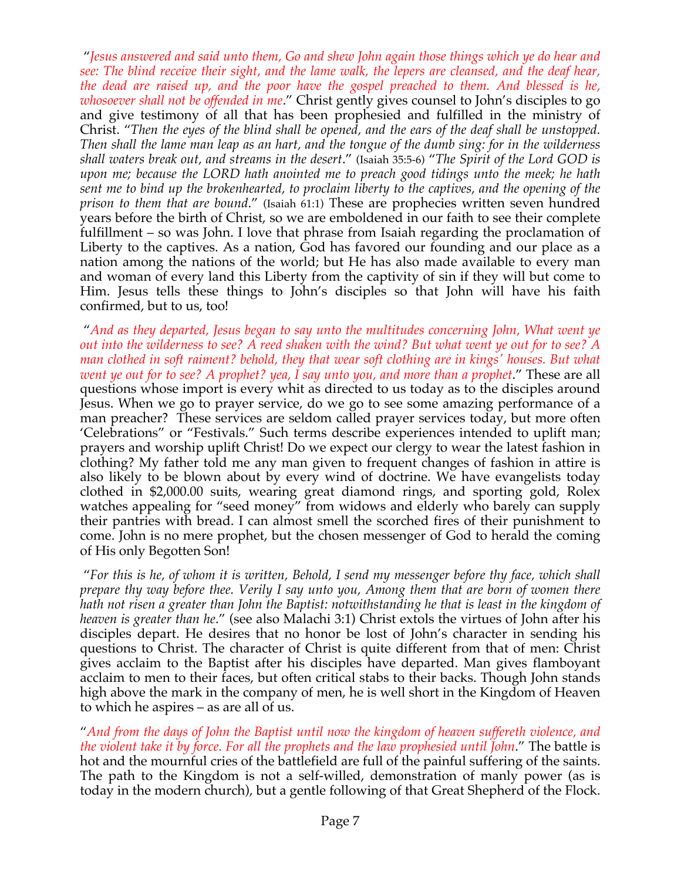"*Jesus answered and said unto them, Go and shew John again those things which ye do hear and see: The blind receive their sight, and the lame walk, the lepers are cleansed, and the deaf hear, the dead are raised up, and the poor have the gospel preached to them. And blessed is he, whosoever shall not be offended in me*." Christ gently gives counsel to John's disciples to go and give testimony of all that has been prophesied and fulfilled in the ministry of Christ. "*Then the eyes of the blind shall be opened, and the ears of the deaf shall be unstopped. Then shall the lame man leap as an hart, and the tongue of the dumb sing: for in the wilderness shall waters break out, and streams in the desert*." (Isaiah 35:5-6) "*The Spirit of the Lord GOD is upon me; because the LORD hath anointed me to preach good tidings unto the meek; he hath sent me to bind up the brokenhearted, to proclaim liberty to the captives, and the opening of the prison to them that are bound*." (Isaiah 61:1) These are prophecies written seven hundred years before the birth of Christ, so we are emboldened in our faith to see their complete fulfillment – so was John. I love that phrase from Isaiah regarding the proclamation of Liberty to the captives. As a nation, God has favored our founding and our place as a nation among the nations of the world; but He has also made available to every man and woman of every land this Liberty from the captivity of sin if they will but come to Him. Jesus tells these things to John's disciples so that John will have his faith confirmed, but to us, too!

"*And as they departed, Jesus began to say unto the multitudes concerning John, What went ye out into the wilderness to see? A reed shaken with the wind? But what went ye out for to see? A man clothed in soft raiment? behold, they that wear soft clothing are in kings' houses. But what went ye out for to see? A prophet? yea, I say unto you, and more than a prophet*." These are all questions whose import is every whit as directed to us today as to the disciples around Jesus. When we go to prayer service, do we go to see some amazing performance of a man preacher? These services are seldom called prayer services today, but more often 'Celebrations" or "Festivals." Such terms describe experiences intended to uplift man; prayers and worship uplift Christ! Do we expect our clergy to wear the latest fashion in clothing? My father told me any man given to frequent changes of fashion in attire is also likely to be blown about by every wind of doctrine. We have evangelists today clothed in $2,000.00 suits, wearing great diamond rings, and sporting gold, Rolex watches appealing for "seed money" from widows and elderly who barely can supply their pantries with bread. I can almost smell the scorched fires of their punishment to come. John is no mere prophet, but the chosen messenger of God to herald the coming of His only Begotten Son!

"*For this is he, of whom it is written, Behold, I send my messenger before thy face, which shall prepare thy way before thee. Verily I say unto you, Among them that are born of women there hath not risen a greater than John the Baptist: notwithstanding he that is least in the kingdom of heaven is greater than he*." (see also Malachi 3:1) Christ extols the virtues of John after his disciples depart. He desires that no honor be lost of John's character in sending his questions to Christ. The character of Christ is quite different from that of men: Christ gives acclaim to the Baptist after his disciples have departed. Man gives flamboyant acclaim to men to their faces, but often critical stabs to their backs. Though John stands high above the mark in the company of men, he is well short in the Kingdom of Heaven to which he aspires – as are all of us.

"*And from the days of John the Baptist until now the kingdom of heaven suffereth violence, and the violent take it by force. For all the prophets and the law prophesied until John*." The battle is hot and the mournful cries of the battlefield are full of the painful suffering of the saints. The path to the Kingdom is not a self-willed, demonstration of manly power (as is today in the modern church), but a gentle following of that Great Shepherd of the Flock.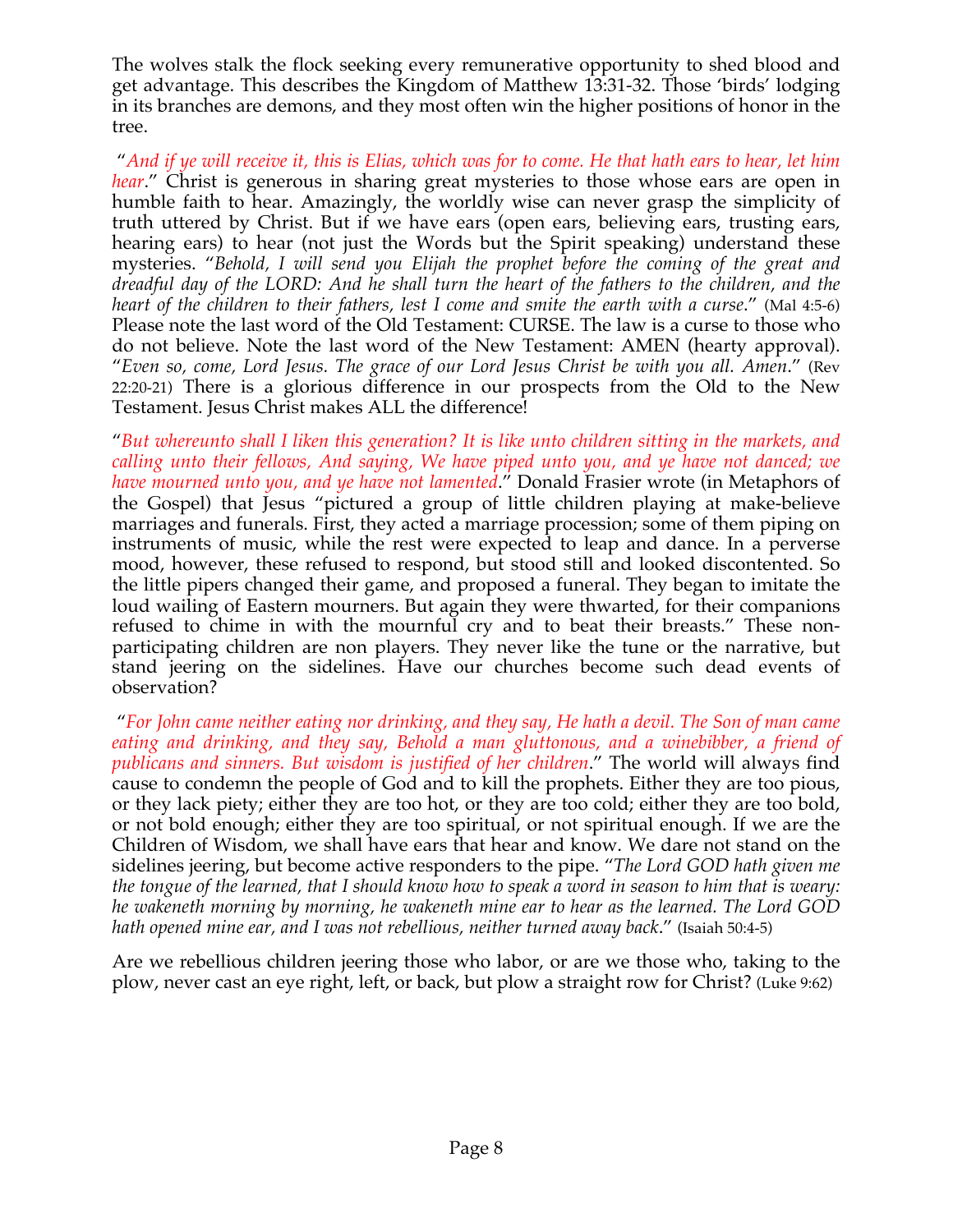The wolves stalk the flock seeking every remunerative opportunity to shed blood and get advantage. This describes the Kingdom of Matthew 13:31-32. Those 'birds' lodging in its branches are demons, and they most often win the higher positions of honor in the tree.

"*And if ye will receive it, this is Elias, which was for to come. He that hath ears to hear, let him hear*." Christ is generous in sharing great mysteries to those whose ears are open in humble faith to hear. Amazingly, the worldly wise can never grasp the simplicity of truth uttered by Christ. But if we have ears (open ears, believing ears, trusting ears, hearing ears) to hear (not just the Words but the Spirit speaking) understand these mysteries. "*Behold, I will send you Elijah the prophet before the coming of the great and dreadful day of the LORD: And he shall turn the heart of the fathers to the children, and the heart of the children to their fathers, lest I come and smite the earth with a curse*." (Mal 4:5-6) Please note the last word of the Old Testament: CURSE. The law is a curse to those who do not believe. Note the last word of the New Testament: AMEN (hearty approval). "*Even so, come, Lord Jesus. The grace of our Lord Jesus Christ be with you all. Amen*." (Rev 22:20-21) There is a glorious difference in our prospects from the Old to the New Testament. Jesus Christ makes ALL the difference!

"*But whereunto shall I liken this generation? It is like unto children sitting in the markets, and calling unto their fellows, And saying, We have piped unto you, and ye have not danced; we have mourned unto you, and ye have not lamented*." Donald Frasier wrote (in Metaphors of the Gospel) that Jesus "pictured a group of little children playing at make-believe marriages and funerals. First, they acted a marriage procession; some of them piping on instruments of music, while the rest were expected to leap and dance. In a perverse mood, however, these refused to respond, but stood still and looked discontented. So the little pipers changed their game, and proposed a funeral. They began to imitate the loud wailing of Eastern mourners. But again they were thwarted, for their companions refused to chime in with the mournful cry and to beat their breasts." These non-participating children are non players. They never like the tune or the narrative, but stand jeering on the sidelines. Have our churches become such dead events of observation?

"*For John came neither eating nor drinking, and they say, He hath a devil. The Son of man came eating and drinking, and they say, Behold a man gluttonous, and a winebibber, a friend of publicans and sinners. But wisdom is justified of her children*." The world will always find cause to condemn the people of God and to kill the prophets. Either they are too pious, or they lack piety; either they are too hot, or they are too cold; either they are too bold, or not bold enough; either they are too spiritual, or not spiritual enough. If we are the Children of Wisdom, we shall have ears that hear and know. We dare not stand on the sidelines jeering, but become active responders to the pipe. "*The Lord GOD hath given me the tongue of the learned, that I should know how to speak a word in season to him that is weary: he wakeneth morning by morning, he wakeneth mine ear to hear as the learned. The Lord GOD hath opened mine ear, and I was not rebellious, neither turned away back*." (Isaiah 50:4-5)

Are we rebellious children jeering those who labor, or are we those who, taking to the plow, never cast an eye right, left, or back, but plow a straight row for Christ? (Luke 9:62)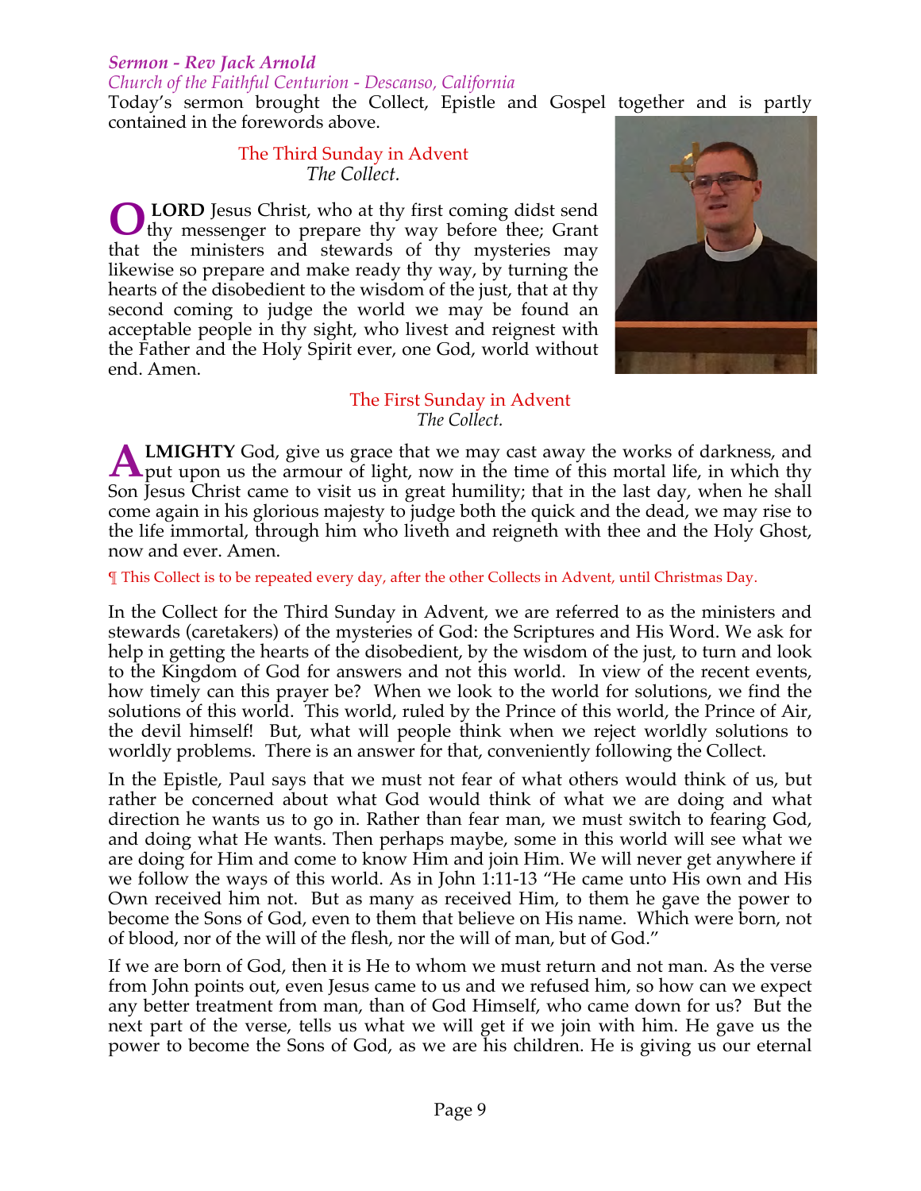***Sermon - Rev Jack Arnold***

*Church of the Faithful Centurion - Descanso, California*

Today's sermon brought the Collect, Epistle and Gospel together and is partly contained in the forewords above.

The Third Sunday in Advent

*The Collect.*

**O LORD** Jesus Christ, who at thy first coming didst send thy messenger to prepare thy way before thee; Grant that the ministers and stewards of thy mysteries may likewise so prepare and make ready thy way, by turning the hearts of the disobedient to the wisdom of the just, that at thy second coming to judge the world we may be found an acceptable people in thy sight, who livest and reignest with the Father and the Holy Spirit ever, one God, world without end. Amen.

The First Sunday in Advent

*The Collect.*

**ALMIGHTY** God, give us grace that we may cast away the works of darkness, and put upon us the armour of light, now in the time of this mortal life, in which thy Son Jesus Christ came to visit us in great humility; that in the last day, when he shall come again in his glorious majesty to judge both the quick and the dead, we may rise to the life immortal, through him who liveth and reigneth with thee and the Holy Ghost, now and ever. Amen.

¶ This Collect is to be repeated every day, after the other Collects in Advent, until Christmas Day.

In the Collect for the Third Sunday in Advent, we are referred to as the ministers and stewards (caretakers) of the mysteries of God: the Scriptures and His Word. We ask for help in getting the hearts of the disobedient, by the wisdom of the just, to turn and look to the Kingdom of God for answers and not this world. In view of the recent events, how timely can this prayer be? When we look to the world for solutions, we find the solutions of this world. This world, ruled by the Prince of this world, the Prince of Air, the devil himself! But, what will people think when we reject worldly solutions to worldly problems. There is an answer for that, conveniently following the Collect.

In the Epistle, Paul says that we must not fear of what others would think of us, but rather be concerned about what God would think of what we are doing and what direction he wants us to go in. Rather than fear man, we must switch to fearing God, and doing what He wants. Then perhaps maybe, some in this world will see what we are doing for Him and come to know Him and join Him. We will never get anywhere if we follow the ways of this world. As in John 1:11-13 "He came unto His own and His Own received him not. But as many as received Him, to them he gave the power to become the Sons of God, even to them that believe on His name. Which were born, not of blood, nor of the will of the flesh, nor the will of man, but of God."

If we are born of God, then it is He to whom we must return and not man. As the verse from John points out, even Jesus came to us and we refused him, so how can we expect any better treatment from man, than of God Himself, who came down for us? But the next part of the verse, tells us what we will get if we join with him. He gave us the power to become the Sons of God, as we are his children. He is giving us our eternal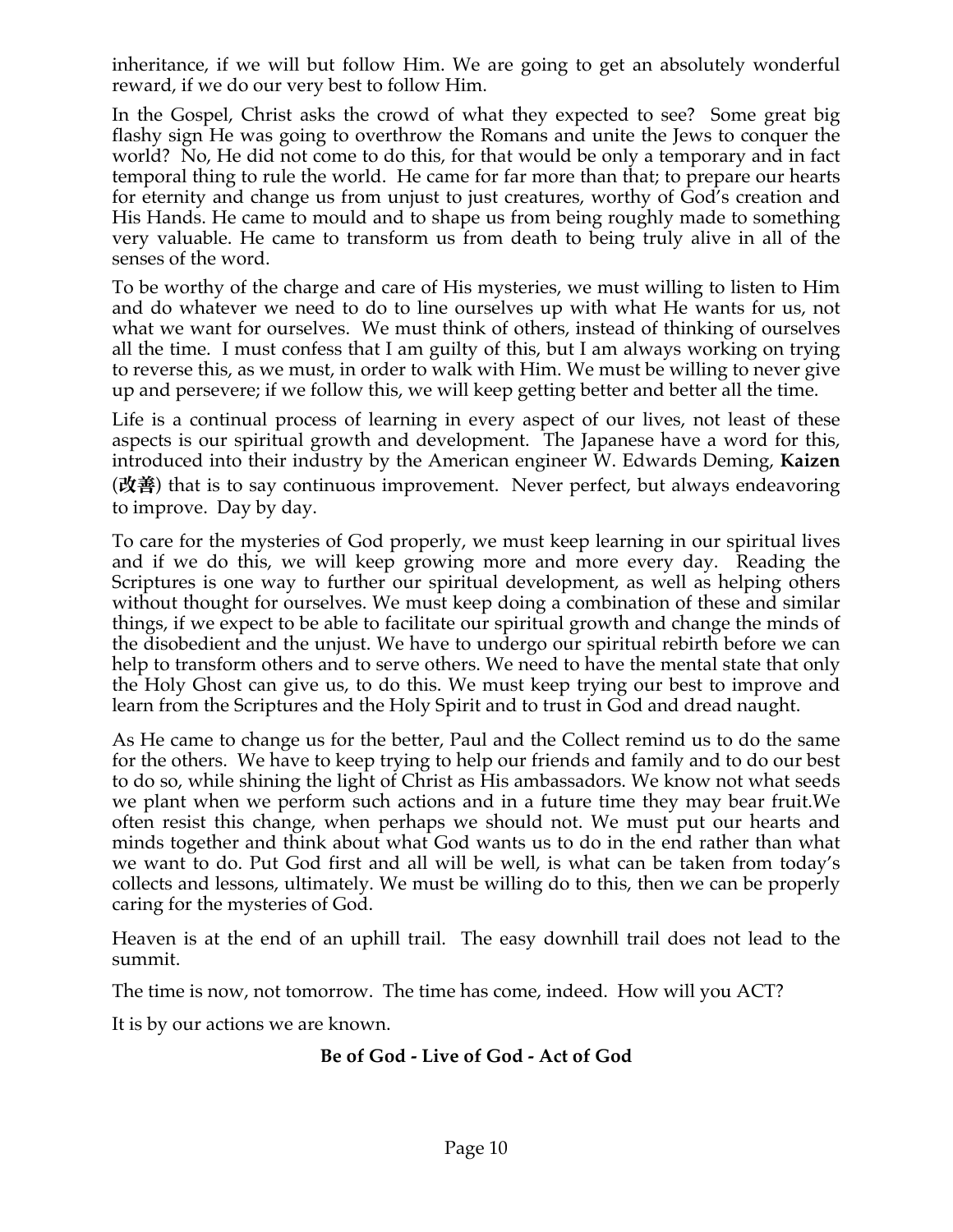inheritance, if we will but follow Him. We are going to get an absolutely wonderful reward, if we do our very best to follow Him.

In the Gospel, Christ asks the crowd of what they expected to see? Some great big flashy sign He was going to overthrow the Romans and unite the Jews to conquer the world? No, He did not come to do this, for that would be only a temporary and in fact temporal thing to rule the world. He came for far more than that; to prepare our hearts for eternity and change us from unjust to just creatures, worthy of God's creation and His Hands. He came to mould and to shape us from being roughly made to something very valuable. He came to transform us from death to being truly alive in all of the senses of the word.

To be worthy of the charge and care of His mysteries, we must willing to listen to Him and do whatever we need to do to line ourselves up with what He wants for us, not what we want for ourselves. We must think of others, instead of thinking of ourselves all the time. I must confess that I am guilty of this, but I am always working on trying to reverse this, as we must, in order to walk with Him. We must be willing to never give up and persevere; if we follow this, we will keep getting better and better all the time.

Life is a continual process of learning in every aspect of our lives, not least of these aspects is our spiritual growth and development. The Japanese have a word for this, introduced into their industry by the American engineer W. Edwards Deming, **Kaizen** (**改善**) that is to say continuous improvement. Never perfect, but always endeavoring to improve. Day by day.

To care for the mysteries of God properly, we must keep learning in our spiritual lives and if we do this, we will keep growing more and more every day. Reading the Scriptures is one way to further our spiritual development, as well as helping others without thought for ourselves. We must keep doing a combination of these and similar things, if we expect to be able to facilitate our spiritual growth and change the minds of the disobedient and the unjust. We have to undergo our spiritual rebirth before we can help to transform others and to serve others. We need to have the mental state that only the Holy Ghost can give us, to do this. We must keep trying our best to improve and learn from the Scriptures and the Holy Spirit and to trust in God and dread naught.

As He came to change us for the better, Paul and the Collect remind us to do the same for the others. We have to keep trying to help our friends and family and to do our best to do so, while shining the light of Christ as His ambassadors. We know not what seeds we plant when we perform such actions and in a future time they may bear fruit.We often resist this change, when perhaps we should not. We must put our hearts and minds together and think about what God wants us to do in the end rather than what we want to do. Put God first and all will be well, is what can be taken from today's collects and lessons, ultimately. We must be willing do to this, then we can be properly caring for the mysteries of God.

Heaven is at the end of an uphill trail. The easy downhill trail does not lead to the summit.

The time is now, not tomorrow. The time has come, indeed. How will you ACT?

It is by our actions we are known.

**Be of God - Live of God - Act of God**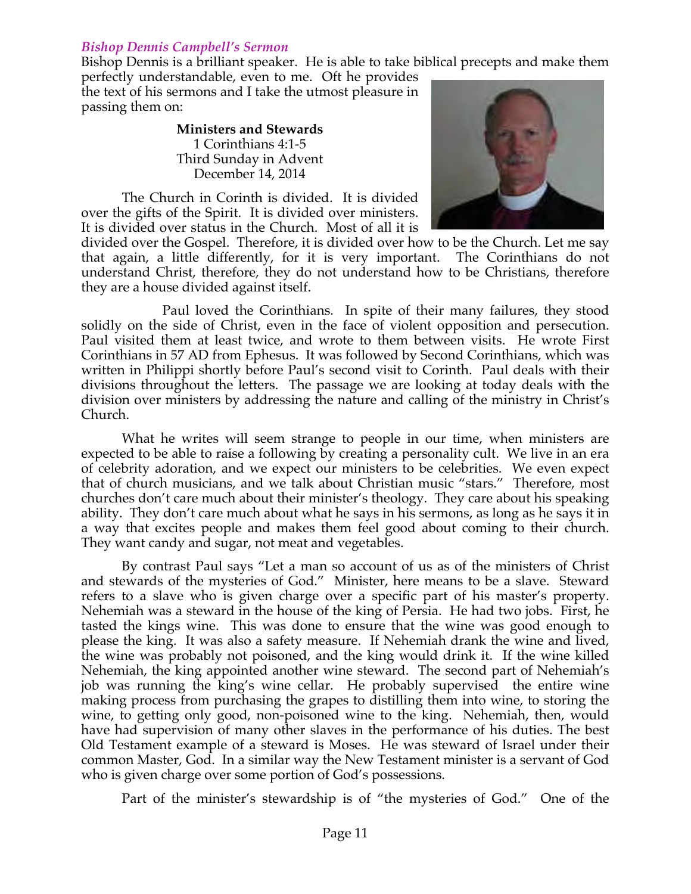### *Bishop Dennis Campbell's Sermon*

Bishop Dennis is a brilliant speaker. He is able to take biblical precepts and make them perfectly understandable, even to me. Oft he provides the text of his sermons and I take the utmost pleasure in passing them on:

**Ministers and Stewards**
1 Corinthians 4:1-5
Third Sunday in Advent
December 14, 2014

The Church in Corinth is divided. It is divided over the gifts of the Spirit. It is divided over ministers. It is divided over status in the Church. Most of all it is divided over the Gospel. Therefore, it is divided over how to be the Church. Let me say that again, a little differently, for it is very important. The Corinthians do not understand Christ, therefore, they do not understand how to be Christians, therefore they are a house divided against itself.

Paul loved the Corinthians. In spite of their many failures, they stood solidly on the side of Christ, even in the face of violent opposition and persecution. Paul visited them at least twice, and wrote to them between visits. He wrote First Corinthians in 57 AD from Ephesus. It was followed by Second Corinthians, which was written in Philippi shortly before Paul's second visit to Corinth. Paul deals with their divisions throughout the letters. The passage we are looking at today deals with the division over ministers by addressing the nature and calling of the ministry in Christ's Church.

What he writes will seem strange to people in our time, when ministers are expected to be able to raise a following by creating a personality cult. We live in an era of celebrity adoration, and we expect our ministers to be celebrities. We even expect that of church musicians, and we talk about Christian music "stars." Therefore, most churches don't care much about their minister's theology. They care about his speaking ability. They don't care much about what he says in his sermons, as long as he says it in a way that excites people and makes them feel good about coming to their church. They want candy and sugar, not meat and vegetables.

By contrast Paul says "Let a man so account of us as of the ministers of Christ and stewards of the mysteries of God." Minister, here means to be a slave. Steward refers to a slave who is given charge over a specific part of his master's property. Nehemiah was a steward in the house of the king of Persia. He had two jobs. First, he tasted the kings wine. This was done to ensure that the wine was good enough to please the king. It was also a safety measure. If Nehemiah drank the wine and lived, the wine was probably not poisoned, and the king would drink it. If the wine killed Nehemiah, the king appointed another wine steward. The second part of Nehemiah's job was running the king's wine cellar. He probably supervised the entire wine making process from purchasing the grapes to distilling them into wine, to storing the wine, to getting only good, non-poisoned wine to the king. Nehemiah, then, would have had supervision of many other slaves in the performance of his duties. The best Old Testament example of a steward is Moses. He was steward of Israel under their common Master, God. In a similar way the New Testament minister is a servant of God who is given charge over some portion of God's possessions.

Part of the minister's stewardship is of "the mysteries of God." One of the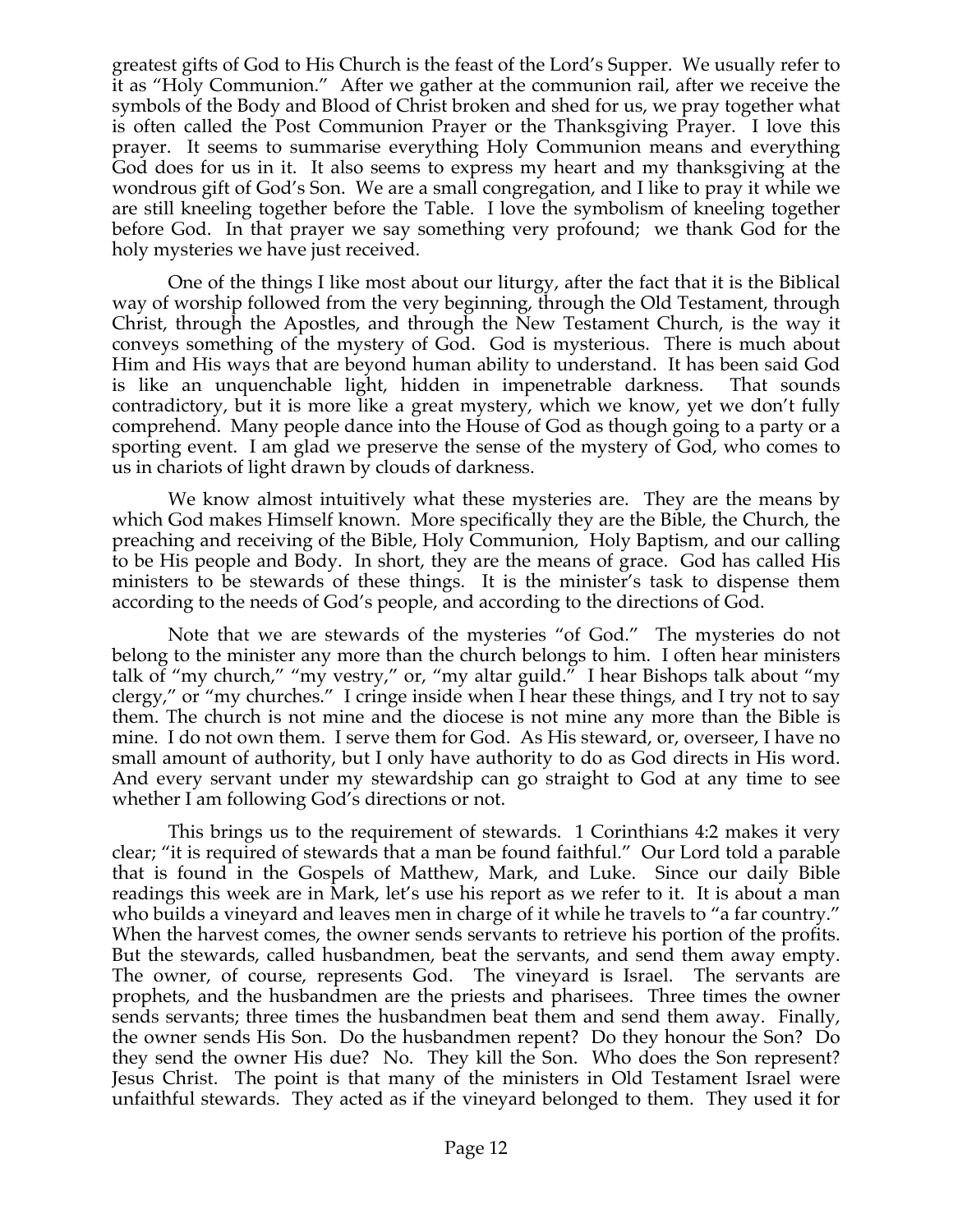greatest gifts of God to His Church is the feast of the Lord's Supper. We usually refer to it as "Holy Communion." After we gather at the communion rail, after we receive the symbols of the Body and Blood of Christ broken and shed for us, we pray together what is often called the Post Communion Prayer or the Thanksgiving Prayer. I love this prayer. It seems to summarise everything Holy Communion means and everything God does for us in it. It also seems to express my heart and my thanksgiving at the wondrous gift of God's Son. We are a small congregation, and I like to pray it while we are still kneeling together before the Table. I love the symbolism of kneeling together before God. In that prayer we say something very profound; we thank God for the holy mysteries we have just received.

One of the things I like most about our liturgy, after the fact that it is the Biblical way of worship followed from the very beginning, through the Old Testament, through Christ, through the Apostles, and through the New Testament Church, is the way it conveys something of the mystery of God. God is mysterious. There is much about Him and His ways that are beyond human ability to understand. It has been said God is like an unquenchable light, hidden in impenetrable darkness. That sounds contradictory, but it is more like a great mystery, which we know, yet we don't fully comprehend. Many people dance into the House of God as though going to a party or a sporting event. I am glad we preserve the sense of the mystery of God, who comes to us in chariots of light drawn by clouds of darkness.

We know almost intuitively what these mysteries are. They are the means by which God makes Himself known. More specifically they are the Bible, the Church, the preaching and receiving of the Bible, Holy Communion, Holy Baptism, and our calling to be His people and Body. In short, they are the means of grace. God has called His ministers to be stewards of these things. It is the minister's task to dispense them according to the needs of God's people, and according to the directions of God.

Note that we are stewards of the mysteries "of God." The mysteries do not belong to the minister any more than the church belongs to him. I often hear ministers talk of "my church," "my vestry," or, "my altar guild." I hear Bishops talk about "my clergy," or "my churches." I cringe inside when I hear these things, and I try not to say them. The church is not mine and the diocese is not mine any more than the Bible is mine. I do not own them. I serve them for God. As His steward, or, overseer, I have no small amount of authority, but I only have authority to do as God directs in His word. And every servant under my stewardship can go straight to God at any time to see whether I am following God's directions or not.

This brings us to the requirement of stewards. 1 Corinthians 4:2 makes it very clear; "it is required of stewards that a man be found faithful." Our Lord told a parable that is found in the Gospels of Matthew, Mark, and Luke. Since our daily Bible readings this week are in Mark, let's use his report as we refer to it. It is about a man who builds a vineyard and leaves men in charge of it while he travels to "a far country." When the harvest comes, the owner sends servants to retrieve his portion of the profits. But the stewards, called husbandmen, beat the servants, and send them away empty. The owner, of course, represents God. The vineyard is Israel. The servants are prophets, and the husbandmen are the priests and pharisees. Three times the owner sends servants; three times the husbandmen beat them and send them away. Finally, the owner sends His Son. Do the husbandmen repent? Do they honour the Son? Do they send the owner His due? No. They kill the Son. Who does the Son represent? Jesus Christ. The point is that many of the ministers in Old Testament Israel were unfaithful stewards. They acted as if the vineyard belonged to them. They used it for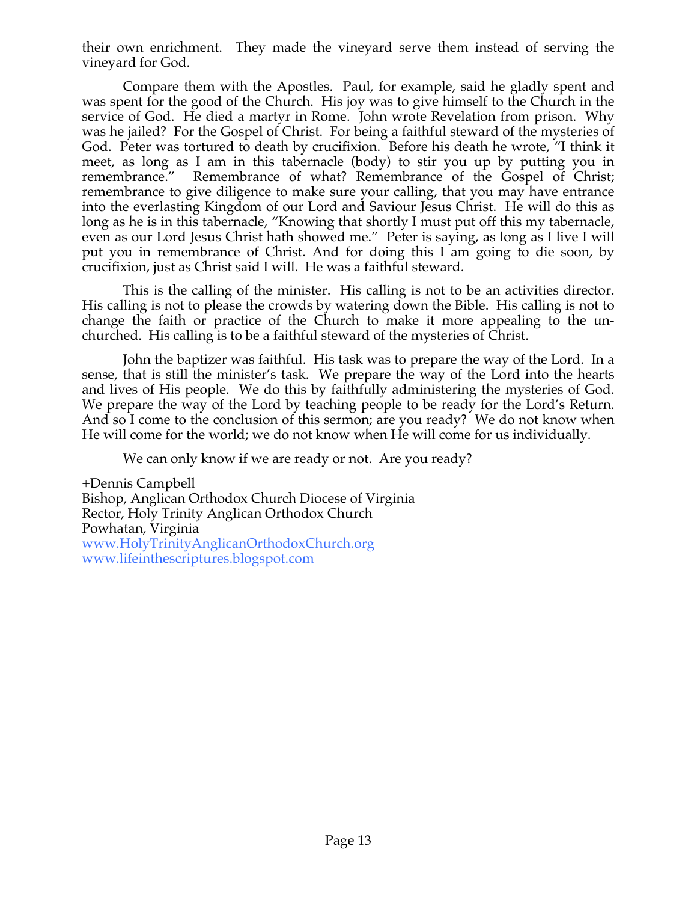their own enrichment. They made the vineyard serve them instead of serving the vineyard for God.

Compare them with the Apostles. Paul, for example, said he gladly spent and was spent for the good of the Church. His joy was to give himself to the Church in the service of God. He died a martyr in Rome. John wrote Revelation from prison. Why was he jailed? For the Gospel of Christ. For being a faithful steward of the mysteries of God. Peter was tortured to death by crucifixion. Before his death he wrote, "I think it meet, as long as I am in this tabernacle (body) to stir you up by putting you in remembrance." Remembrance of what? Remembrance of the Gospel of Christ; remembrance to give diligence to make sure your calling, that you may have entrance into the everlasting Kingdom of our Lord and Saviour Jesus Christ. He will do this as long as he is in this tabernacle, "Knowing that shortly I must put off this my tabernacle, even as our Lord Jesus Christ hath showed me." Peter is saying, as long as I live I will put you in remembrance of Christ. And for doing this I am going to die soon, by crucifixion, just as Christ said I will. He was a faithful steward.

This is the calling of the minister. His calling is not to be an activities director. His calling is not to please the crowds by watering down the Bible. His calling is not to change the faith or practice of the Church to make it more appealing to the un-churched. His calling is to be a faithful steward of the mysteries of Christ.

John the baptizer was faithful. His task was to prepare the way of the Lord. In a sense, that is still the minister's task. We prepare the way of the Lord into the hearts and lives of His people. We do this by faithfully administering the mysteries of God. We prepare the way of the Lord by teaching people to be ready for the Lord's Return. And so I come to the conclusion of this sermon; are you ready? We do not know when He will come for the world; we do not know when He will come for us individually.

We can only know if we are ready or not. Are you ready?

+Dennis Campbell  
Bishop, Anglican Orthodox Church Diocese of Virginia  
Rector, Holy Trinity Anglican Orthodox Church  
Powhatan, Virginia  
www.HolyTrinityAnglicanOrthodoxChurch.org  
www.lifeinthescriptures.blogspot.com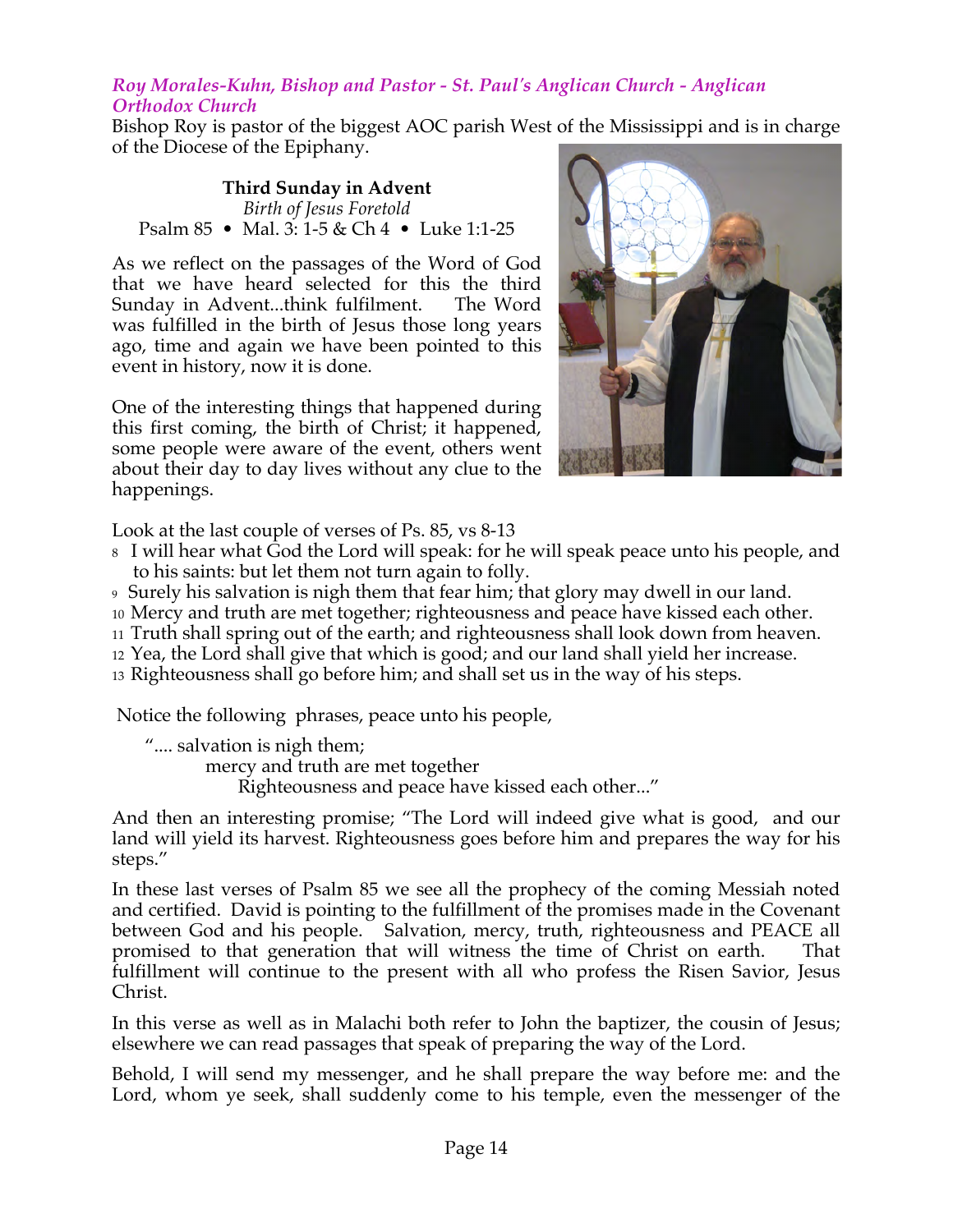*Roy Morales-Kuhn, Bishop and Pastor - St. Paul's Anglican Church - Anglican Orthodox Church*

Bishop Roy is pastor of the biggest AOC parish West of the Mississippi and is in charge of the Diocese of the Epiphany.

**Third Sunday in Advent**

*Birth of Jesus Foretold*

Psalm 85 • Mal. 3: 1-5 & Ch 4 • Luke 1:1-25

As we reflect on the passages of the Word of God that we have heard selected for this the third Sunday in Advent...think fulfilment. The Word was fulfilled in the birth of Jesus those long years ago, time and again we have been pointed to this event in history, now it is done.

One of the interesting things that happened during this first coming, the birth of Christ; it happened, some people were aware of the event, others went about their day to day lives without any clue to the happenings.

Look at the last couple of verses of Ps. 85, vs 8-13

8 I will hear what God the Lord will speak: for he will speak peace unto his people, and to his saints: but let them not turn again to folly.

9 Surely his salvation is nigh them that fear him; that glory may dwell in our land.

10 Mercy and truth are met together; righteousness and peace have kissed each other.

11 Truth shall spring out of the earth; and righteousness shall look down from heaven.

12 Yea, the Lord shall give that which is good; and our land shall yield her increase.

13 Righteousness shall go before him; and shall set us in the way of his steps.

Notice the following phrases, peace unto his people,

".... salvation is nigh them;
mercy and truth are met together
Righteousness and peace have kissed each other..."

And then an interesting promise; "The Lord will indeed give what is good, and our land will yield its harvest. Righteousness goes before him and prepares the way for his steps."

In these last verses of Psalm 85 we see all the prophecy of the coming Messiah noted and certified. David is pointing to the fulfillment of the promises made in the Covenant between God and his people. Salvation, mercy, truth, righteousness and PEACE all promised to that generation that will witness the time of Christ on earth. That fulfillment will continue to the present with all who profess the Risen Savior, Jesus Christ.

In this verse as well as in Malachi both refer to John the baptizer, the cousin of Jesus; elsewhere we can read passages that speak of preparing the way of the Lord.

Behold, I will send my messenger, and he shall prepare the way before me: and the Lord, whom ye seek, shall suddenly come to his temple, even the messenger of the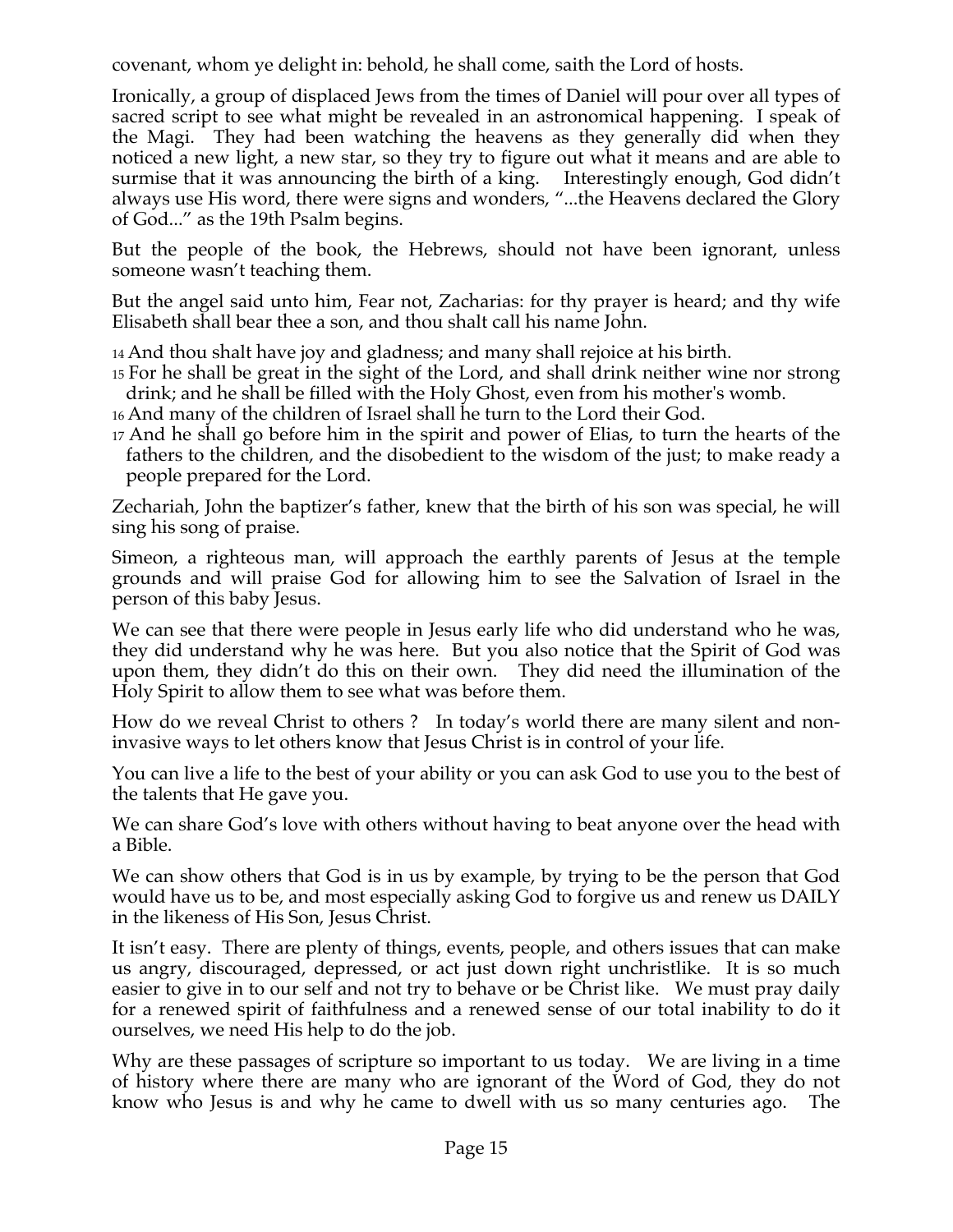covenant, whom ye delight in: behold, he shall come, saith the Lord of hosts.

Ironically, a group of displaced Jews from the times of Daniel will pour over all types of sacred script to see what might be revealed in an astronomical happening. I speak of the Magi. They had been watching the heavens as they generally did when they noticed a new light, a new star, so they try to figure out what it means and are able to surmise that it was announcing the birth of a king. Interestingly enough, God didn't always use His word, there were signs and wonders, "...the Heavens declared the Glory of God..." as the 19th Psalm begins.

But the people of the book, the Hebrews, should not have been ignorant, unless someone wasn't teaching them.

But the angel said unto him, Fear not, Zacharias: for thy prayer is heard; and thy wife Elisabeth shall bear thee a son, and thou shalt call his name John.

14 And thou shalt have joy and gladness; and many shall rejoice at his birth.
15 For he shall be great in the sight of the Lord, and shall drink neither wine nor strong drink; and he shall be filled with the Holy Ghost, even from his mother's womb.
16 And many of the children of Israel shall he turn to the Lord their God.
17 And he shall go before him in the spirit and power of Elias, to turn the hearts of the fathers to the children, and the disobedient to the wisdom of the just; to make ready a people prepared for the Lord.

Zechariah, John the baptizer's father, knew that the birth of his son was special, he will sing his song of praise.

Simeon, a righteous man, will approach the earthly parents of Jesus at the temple grounds and will praise God for allowing him to see the Salvation of Israel in the person of this baby Jesus.

We can see that there were people in Jesus early life who did understand who he was, they did understand why he was here. But you also notice that the Spirit of God was upon them, they didn't do this on their own. They did need the illumination of the Holy Spirit to allow them to see what was before them.

How do we reveal Christ to others ? In today's world there are many silent and non-invasive ways to let others know that Jesus Christ is in control of your life.

You can live a life to the best of your ability or you can ask God to use you to the best of the talents that He gave you.

We can share God's love with others without having to beat anyone over the head with a Bible.

We can show others that God is in us by example, by trying to be the person that God would have us to be, and most especially asking God to forgive us and renew us DAILY in the likeness of His Son, Jesus Christ.

It isn't easy. There are plenty of things, events, people, and others issues that can make us angry, discouraged, depressed, or act just down right unchristlike. It is so much easier to give in to our self and not try to behave or be Christ like. We must pray daily for a renewed spirit of faithfulness and a renewed sense of our total inability to do it ourselves, we need His help to do the job.

Why are these passages of scripture so important to us today. We are living in a time of history where there are many who are ignorant of the Word of God, they do not know who Jesus is and why he came to dwell with us so many centuries ago. The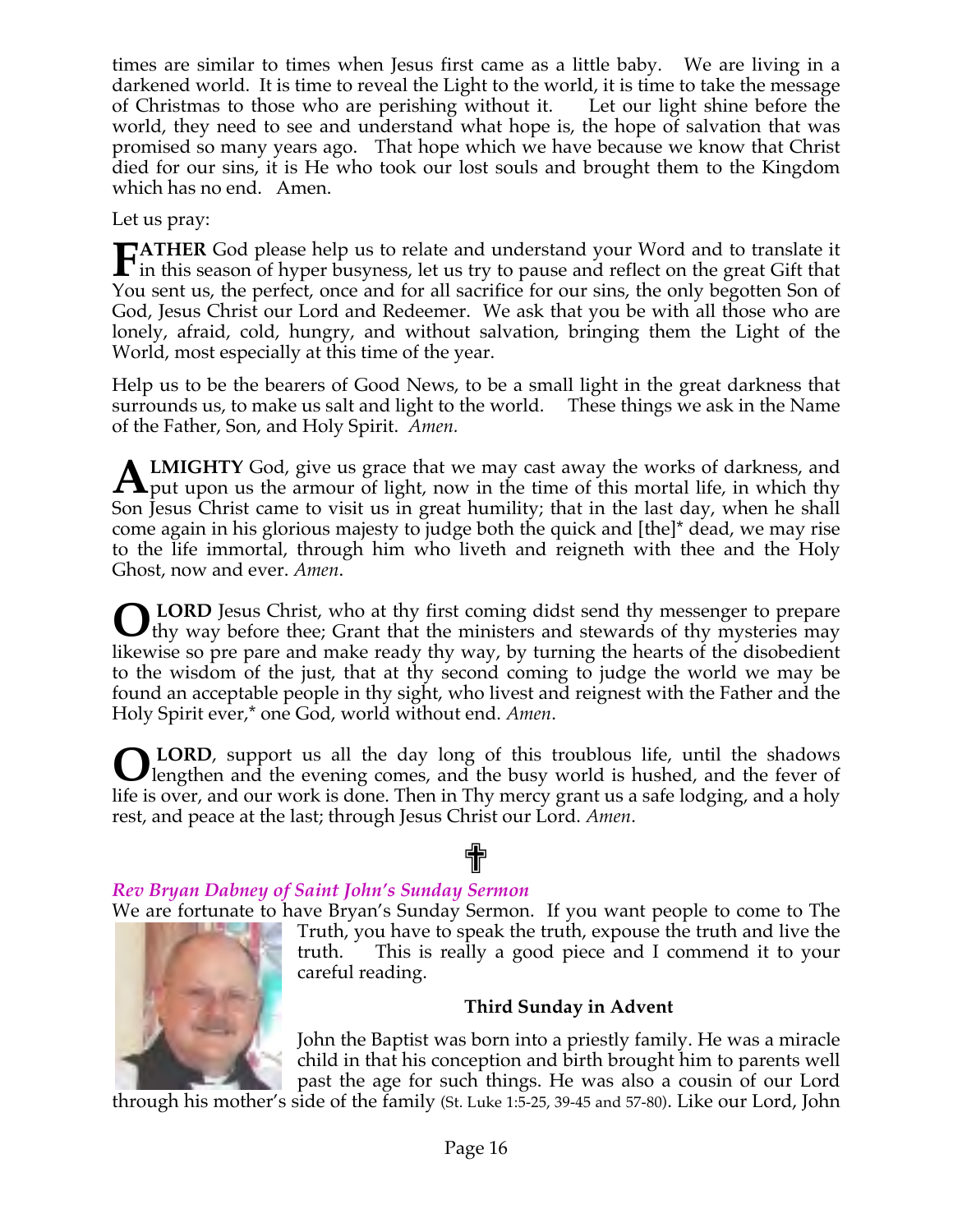times are similar to times when Jesus first came as a little baby. We are living in a darkened world. It is time to reveal the Light to the world, it is time to take the message of Christmas to those who are perishing without it. Let our light shine before the world, they need to see and understand what hope is, the hope of salvation that was promised so many years ago. That hope which we have because we know that Christ died for our sins, it is He who took our lost souls and brought them to the Kingdom which has no end. Amen.

Let us pray:

**FATHER** God please help us to relate and understand your Word and to translate it in this season of hyper busyness, let us try to pause and reflect on the great Gift that You sent us, the perfect, once and for all sacrifice for our sins, the only begotten Son of God, Jesus Christ our Lord and Redeemer. We ask that you be with all those who are lonely, afraid, cold, hungry, and without salvation, bringing them the Light of the World, most especially at this time of the year.

Help us to be the bearers of Good News, to be a small light in the great darkness that surrounds us, to make us salt and light to the world. These things we ask in the Name of the Father, Son, and Holy Spirit. *Amen.*

**ALMIGHTY** God, give us grace that we may cast away the works of darkness, and put upon us the armour of light, now in the time of this mortal life, in which thy Son Jesus Christ came to visit us in great humility; that in the last day, when he shall come again in his glorious majesty to judge both the quick and [the]* dead, we may rise to the life immortal, through him who liveth and reigneth with thee and the Holy Ghost, now and ever. *Amen*.

**O LORD** Jesus Christ, who at thy first coming didst send thy messenger to prepare thy way before thee; Grant that the ministers and stewards of thy mysteries may likewise so pre pare and make ready thy way, by turning the hearts of the disobedient to the wisdom of the just, that at thy second coming to judge the world we may be found an acceptable people in thy sight, who livest and reignest with the Father and the Holy Spirit ever,* one God, world without end. *Amen*.

**O LORD**, support us all the day long of this troublous life, until the shadows lengthen and the evening comes, and the busy world is hushed, and the fever of life is over, and our work is done. Then in Thy mercy grant us a safe lodging, and a holy rest, and peace at the last; through Jesus Christ our Lord. *Amen*.

✝

***Rev Bryan Dabney of Saint John's Sunday Sermon***

We are fortunate to have Bryan's Sunday Sermon. If you want people to come to The Truth, you have to speak the truth, expose the truth and live the truth. This is really a good piece and I commend it to your careful reading.

**Third Sunday in Advent**

John the Baptist was born into a priestly family. He was a miracle child in that his conception and birth brought him to parents well past the age for such things. He was also a cousin of our Lord through his mother's side of the family (St. Luke 1:5-25, 39-45 and 57-80). Like our Lord, John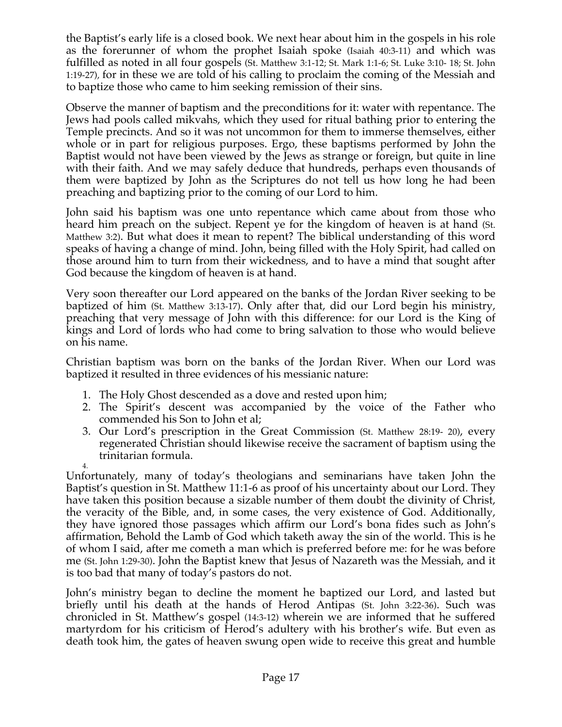the Baptist's early life is a closed book. We next hear about him in the gospels in his role as the forerunner of whom the prophet Isaiah spoke (Isaiah 40:3-11) and which was fulfilled as noted in all four gospels (St. Matthew 3:1-12; St. Mark 1:1-6; St. Luke 3:10- 18; St. John 1:19-27), for in these we are told of his calling to proclaim the coming of the Messiah and to baptize those who came to him seeking remission of their sins.

Observe the manner of baptism and the preconditions for it: water with repentance. The Jews had pools called mikvahs, which they used for ritual bathing prior to entering the Temple precincts. And so it was not uncommon for them to immerse themselves, either whole or in part for religious purposes. Ergo, these baptisms performed by John the Baptist would not have been viewed by the Jews as strange or foreign, but quite in line with their faith. And we may safely deduce that hundreds, perhaps even thousands of them were baptized by John as the Scriptures do not tell us how long he had been preaching and baptizing prior to the coming of our Lord to him.

John said his baptism was one unto repentance which came about from those who heard him preach on the subject. Repent ye for the kingdom of heaven is at hand (St. Matthew 3:2). But what does it mean to repent? The biblical understanding of this word speaks of having a change of mind. John, being filled with the Holy Spirit, had called on those around him to turn from their wickedness, and to have a mind that sought after God because the kingdom of heaven is at hand.

Very soon thereafter our Lord appeared on the banks of the Jordan River seeking to be baptized of him (St. Matthew 3:13-17). Only after that, did our Lord begin his ministry, preaching that very message of John with this difference: for our Lord is the King of kings and Lord of lords who had come to bring salvation to those who would believe on his name.

Christian baptism was born on the banks of the Jordan River. When our Lord was baptized it resulted in three evidences of his messianic nature:

1. The Holy Ghost descended as a dove and rested upon him;
2. The Spirit's descent was accompanied by the voice of the Father who commended his Son to John et al;
3. Our Lord's prescription in the Great Commission (St. Matthew 28:19- 20), every regenerated Christian should likewise receive the sacrament of baptism using the trinitarian formula.
4.

Unfortunately, many of today's theologians and seminarians have taken John the Baptist's question in St. Matthew 11:1-6 as proof of his uncertainty about our Lord. They have taken this position because a sizable number of them doubt the divinity of Christ, the veracity of the Bible, and, in some cases, the very existence of God. Additionally, they have ignored those passages which affirm our Lord's bona fides such as John's affirmation, Behold the Lamb of God which taketh away the sin of the world. This is he of whom I said, after me cometh a man which is preferred before me: for he was before me (St. John 1:29-30). John the Baptist knew that Jesus of Nazareth was the Messiah, and it is too bad that many of today's pastors do not.

John's ministry began to decline the moment he baptized our Lord, and lasted but briefly until his death at the hands of Herod Antipas (St. John 3:22-36). Such was chronicled in St. Matthew's gospel (14:3-12) wherein we are informed that he suffered martyrdom for his criticism of Herod's adultery with his brother's wife. But even as death took him, the gates of heaven swung open wide to receive this great and humble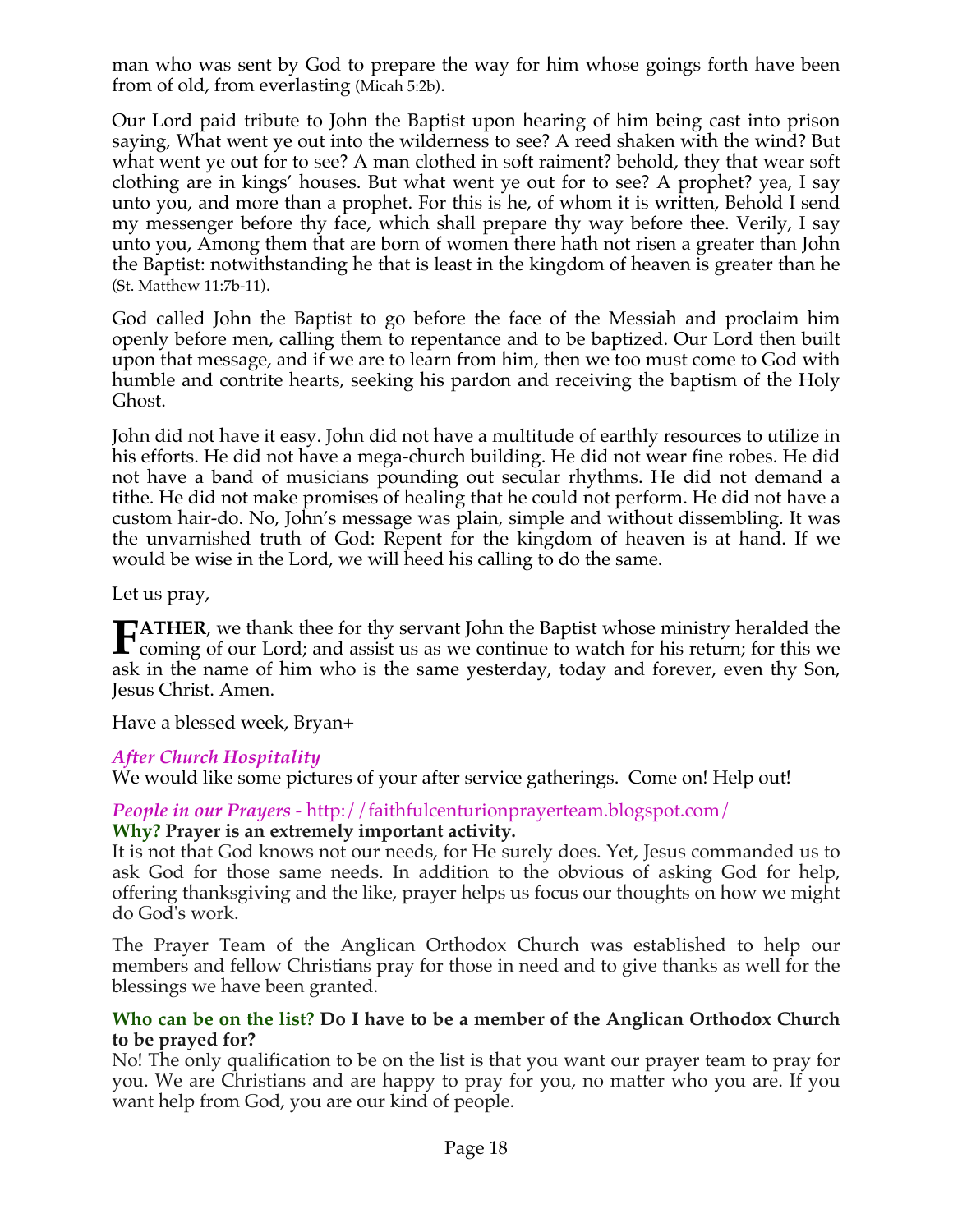man who was sent by God to prepare the way for him whose goings forth have been from of old, from everlasting (Micah 5:2b).

Our Lord paid tribute to John the Baptist upon hearing of him being cast into prison saying, What went ye out into the wilderness to see? A reed shaken with the wind? But what went ye out for to see? A man clothed in soft raiment? behold, they that wear soft clothing are in kings' houses. But what went ye out for to see? A prophet? yea, I say unto you, and more than a prophet. For this is he, of whom it is written, Behold I send my messenger before thy face, which shall prepare thy way before thee. Verily, I say unto you, Among them that are born of women there hath not risen a greater than John the Baptist: notwithstanding he that is least in the kingdom of heaven is greater than he (St. Matthew 11:7b-11).

God called John the Baptist to go before the face of the Messiah and proclaim him openly before men, calling them to repentance and to be baptized. Our Lord then built upon that message, and if we are to learn from him, then we too must come to God with humble and contrite hearts, seeking his pardon and receiving the baptism of the Holy Ghost.

John did not have it easy. John did not have a multitude of earthly resources to utilize in his efforts. He did not have a mega-church building. He did not wear fine robes. He did not have a band of musicians pounding out secular rhythms. He did not demand a tithe. He did not make promises of healing that he could not perform. He did not have a custom hair-do. No, John's message was plain, simple and without dissembling. It was the unvarnished truth of God: Repent for the kingdom of heaven is at hand. If we would be wise in the Lord, we will heed his calling to do the same.

Let us pray,

**FATHER**, we thank thee for thy servant John the Baptist whose ministry heralded the coming of our Lord; and assist us as we continue to watch for his return; for this we ask in the name of him who is the same yesterday, today and forever, even thy Son, Jesus Christ. Amen.

Have a blessed week, Bryan+

### *After Church Hospitality*

We would like some pictures of your after service gatherings. Come on! Help out!

### *People in our Prayers* - http://faithfulcenturionprayerteam.blogspot.com/

**Why? Prayer is an extremely important activity.**

It is not that God knows not our needs, for He surely does. Yet, Jesus commanded us to ask God for those same needs. In addition to the obvious of asking God for help, offering thanksgiving and the like, prayer helps us focus our thoughts on how we might do God's work.

The Prayer Team of the Anglican Orthodox Church was established to help our members and fellow Christians pray for those in need and to give thanks as well for the blessings we have been granted.

**Who can be on the list? Do I have to be a member of the Anglican Orthodox Church to be prayed for?**

No! The only qualification to be on the list is that you want our prayer team to pray for you. We are Christians and are happy to pray for you, no matter who you are. If you want help from God, you are our kind of people.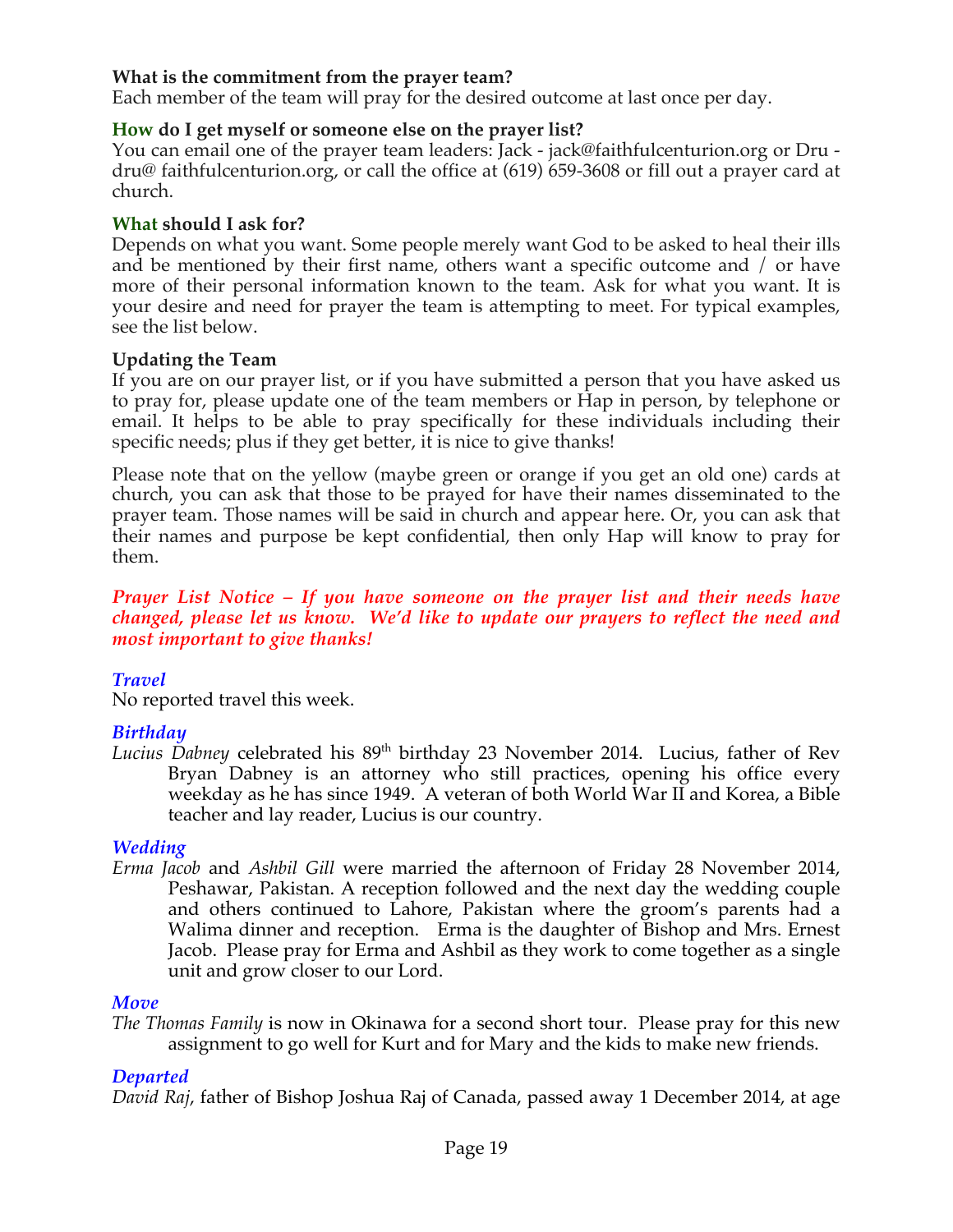**What is the commitment from the prayer team?**
Each member of the team will pray for the desired outcome at last once per day.

**How do I get myself or someone else on the prayer list?**
You can email one of the prayer team leaders: Jack - jack@faithfulcenturion.org or Dru - dru@ faithfulcenturion.org, or call the office at (619) 659-3608 or fill out a prayer card at church.

**What should I ask for?**
Depends on what you want. Some people merely want God to be asked to heal their ills and be mentioned by their first name, others want a specific outcome and / or have more of their personal information known to the team. Ask for what you want. It is your desire and need for prayer the team is attempting to meet. For typical examples, see the list below.

**Updating the Team**
If you are on our prayer list, or if you have submitted a person that you have asked us to pray for, please update one of the team members or Hap in person, by telephone or email. It helps to be able to pray specifically for these individuals including their specific needs; plus if they get better, it is nice to give thanks!

Please note that on the yellow (maybe green or orange if you get an old one) cards at church, you can ask that those to be prayed for have their names disseminated to the prayer team. Those names will be said in church and appear here. Or, you can ask that their names and purpose be kept confidential, then only Hap will know to pray for them.

***Prayer List Notice – If you have someone on the prayer list and their needs have changed, please let us know. We'd like to update our prayers to reflect the need and most important to give thanks!***

### *Travel*
No reported travel this week.

### *Birthday*
*Lucius Dabney* celebrated his 89th birthday 23 November 2014. Lucius, father of Rev Bryan Dabney is an attorney who still practices, opening his office every weekday as he has since 1949. A veteran of both World War II and Korea, a Bible teacher and lay reader, Lucius is our country.

### *Wedding*
*Erma Jacob* and *Ashbil Gill* were married the afternoon of Friday 28 November 2014, Peshawar, Pakistan. A reception followed and the next day the wedding couple and others continued to Lahore, Pakistan where the groom's parents had a Walima dinner and reception. Erma is the daughter of Bishop and Mrs. Ernest Jacob. Please pray for Erma and Ashbil as they work to come together as a single unit and grow closer to our Lord.

### *Move*
*The Thomas Family* is now in Okinawa for a second short tour. Please pray for this new assignment to go well for Kurt and for Mary and the kids to make new friends.

### *Departed*
*David Raj*, father of Bishop Joshua Raj of Canada, passed away 1 December 2014, at age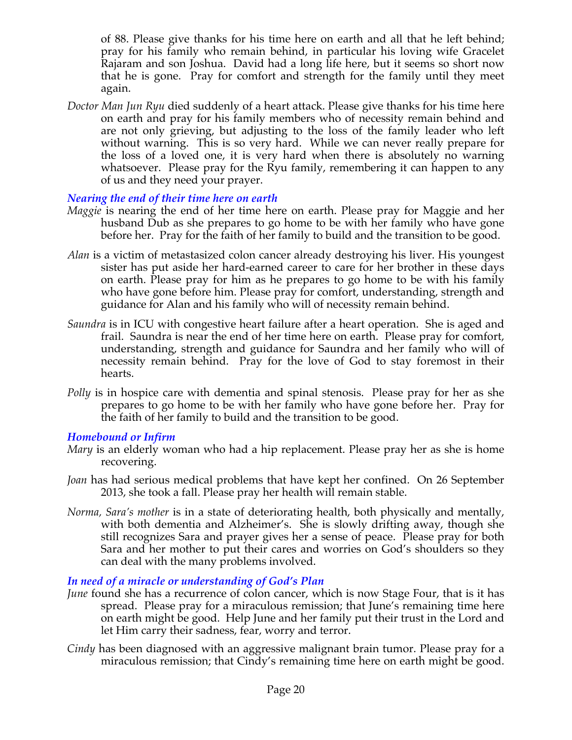of 88. Please give thanks for his time here on earth and all that he left behind; pray for his family who remain behind, in particular his loving wife Gracelet Rajaram and son Joshua. David had a long life here, but it seems so short now that he is gone. Pray for comfort and strength for the family until they meet again.

*Doctor Man Jun Ryu* died suddenly of a heart attack. Please give thanks for his time here on earth and pray for his family members who of necessity remain behind and are not only grieving, but adjusting to the loss of the family leader who left without warning. This is so very hard. While we can never really prepare for the loss of a loved one, it is very hard when there is absolutely no warning whatsoever. Please pray for the Ryu family, remembering it can happen to any of us and they need your prayer.

### *Nearing the end of their time here on earth*

*Maggie* is nearing the end of her time here on earth. Please pray for Maggie and her husband Dub as she prepares to go home to be with her family who have gone before her. Pray for the faith of her family to build and the transition to be good.

*Alan* is a victim of metastasized colon cancer already destroying his liver. His youngest sister has put aside her hard-earned career to care for her brother in these days on earth. Please pray for him as he prepares to go home to be with his family who have gone before him. Please pray for comfort, understanding, strength and guidance for Alan and his family who will of necessity remain behind.

*Saundra* is in ICU with congestive heart failure after a heart operation. She is aged and frail. Saundra is near the end of her time here on earth. Please pray for comfort, understanding, strength and guidance for Saundra and her family who will of necessity remain behind. Pray for the love of God to stay foremost in their hearts.

*Polly* is in hospice care with dementia and spinal stenosis. Please pray for her as she prepares to go home to be with her family who have gone before her. Pray for the faith of her family to build and the transition to be good.

### *Homebound or Infirm*

*Mary* is an elderly woman who had a hip replacement. Please pray her as she is home recovering.

*Joan* has had serious medical problems that have kept her confined. On 26 September 2013, she took a fall. Please pray her health will remain stable.

*Norma, Sara's mother* is in a state of deteriorating health, both physically and mentally, with both dementia and Alzheimer's. She is slowly drifting away, though she still recognizes Sara and prayer gives her a sense of peace. Please pray for both Sara and her mother to put their cares and worries on God's shoulders so they can deal with the many problems involved.

### *In need of a miracle or understanding of God's Plan*

*June* found she has a recurrence of colon cancer, which is now Stage Four, that is it has spread. Please pray for a miraculous remission; that June's remaining time here on earth might be good. Help June and her family put their trust in the Lord and let Him carry their sadness, fear, worry and terror.

*Cindy* has been diagnosed with an aggressive malignant brain tumor. Please pray for a miraculous remission; that Cindy's remaining time here on earth might be good.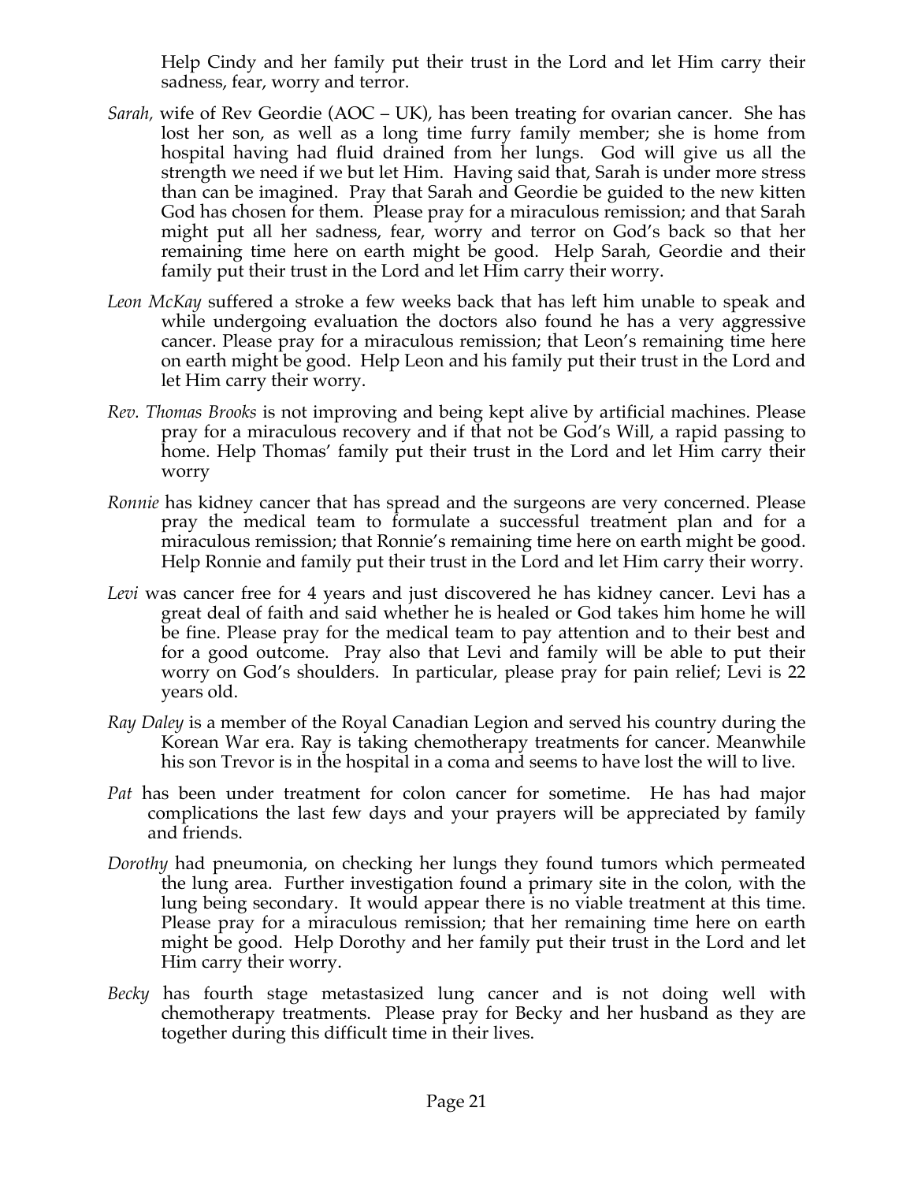Help Cindy and her family put their trust in the Lord and let Him carry their sadness, fear, worry and terror.

- *Sarah,* wife of Rev Geordie (AOC – UK), has been treating for ovarian cancer. She has lost her son, as well as a long time furry family member; she is home from hospital having had fluid drained from her lungs. God will give us all the strength we need if we but let Him. Having said that, Sarah is under more stress than can be imagined. Pray that Sarah and Geordie be guided to the new kitten God has chosen for them. Please pray for a miraculous remission; and that Sarah might put all her sadness, fear, worry and terror on God's back so that her remaining time here on earth might be good. Help Sarah, Geordie and their family put their trust in the Lord and let Him carry their worry.
- *Leon McKay* suffered a stroke a few weeks back that has left him unable to speak and while undergoing evaluation the doctors also found he has a very aggressive cancer. Please pray for a miraculous remission; that Leon's remaining time here on earth might be good. Help Leon and his family put their trust in the Lord and let Him carry their worry.
- *Rev. Thomas Brooks* is not improving and being kept alive by artificial machines. Please pray for a miraculous recovery and if that not be God's Will, a rapid passing to home. Help Thomas' family put their trust in the Lord and let Him carry their worry
- *Ronnie* has kidney cancer that has spread and the surgeons are very concerned. Please pray the medical team to formulate a successful treatment plan and for a miraculous remission; that Ronnie's remaining time here on earth might be good. Help Ronnie and family put their trust in the Lord and let Him carry their worry.
- *Levi* was cancer free for 4 years and just discovered he has kidney cancer. Levi has a great deal of faith and said whether he is healed or God takes him home he will be fine. Please pray for the medical team to pay attention and to their best and for a good outcome. Pray also that Levi and family will be able to put their worry on God's shoulders. In particular, please pray for pain relief; Levi is 22 years old.
- *Ray Daley* is a member of the Royal Canadian Legion and served his country during the Korean War era. Ray is taking chemotherapy treatments for cancer. Meanwhile his son Trevor is in the hospital in a coma and seems to have lost the will to live.
- *Pat* has been under treatment for colon cancer for sometime. He has had major complications the last few days and your prayers will be appreciated by family and friends.
- *Dorothy* had pneumonia, on checking her lungs they found tumors which permeated the lung area. Further investigation found a primary site in the colon, with the lung being secondary. It would appear there is no viable treatment at this time. Please pray for a miraculous remission; that her remaining time here on earth might be good. Help Dorothy and her family put their trust in the Lord and let Him carry their worry.
- *Becky* has fourth stage metastasized lung cancer and is not doing well with chemotherapy treatments. Please pray for Becky and her husband as they are together during this difficult time in their lives.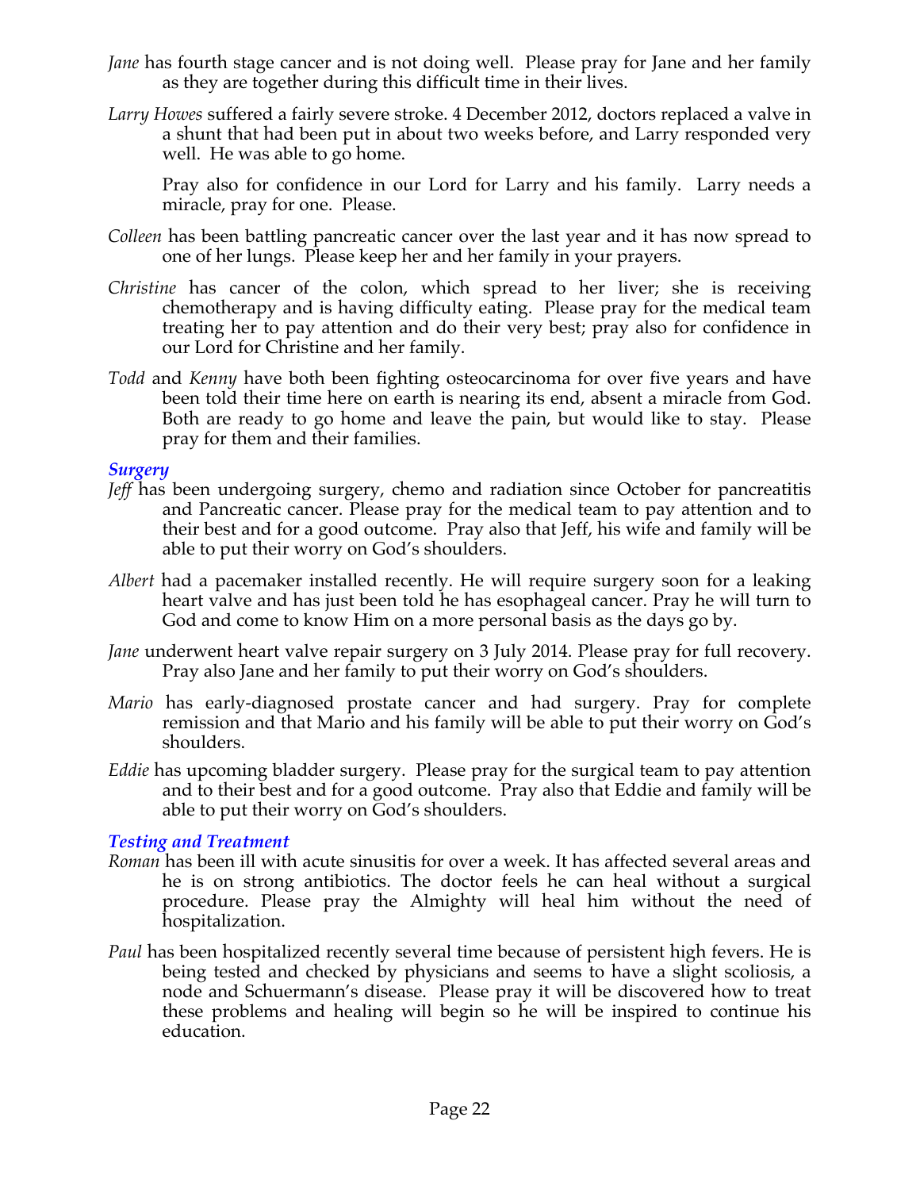*Jane* has fourth stage cancer and is not doing well. Please pray for Jane and her family as they are together during this difficult time in their lives.

*Larry Howes* suffered a fairly severe stroke. 4 December 2012, doctors replaced a valve in a shunt that had been put in about two weeks before, and Larry responded very well. He was able to go home.

Pray also for confidence in our Lord for Larry and his family. Larry needs a miracle, pray for one. Please.

*Colleen* has been battling pancreatic cancer over the last year and it has now spread to one of her lungs. Please keep her and her family in your prayers.

*Christine* has cancer of the colon, which spread to her liver; she is receiving chemotherapy and is having difficulty eating. Please pray for the medical team treating her to pay attention and do their very best; pray also for confidence in our Lord for Christine and her family.

*Todd* and *Kenny* have both been fighting osteocarcinoma for over five years and have been told their time here on earth is nearing its end, absent a miracle from God. Both are ready to go home and leave the pain, but would like to stay. Please pray for them and their families.

### *Surgery*

*Jeff* has been undergoing surgery, chemo and radiation since October for pancreatitis and Pancreatic cancer. Please pray for the medical team to pay attention and to their best and for a good outcome. Pray also that Jeff, his wife and family will be able to put their worry on God's shoulders.

*Albert* had a pacemaker installed recently. He will require surgery soon for a leaking heart valve and has just been told he has esophageal cancer. Pray he will turn to God and come to know Him on a more personal basis as the days go by.

*Jane* underwent heart valve repair surgery on 3 July 2014. Please pray for full recovery. Pray also Jane and her family to put their worry on God's shoulders.

*Mario* has early-diagnosed prostate cancer and had surgery. Pray for complete remission and that Mario and his family will be able to put their worry on God's shoulders.

*Eddie* has upcoming bladder surgery. Please pray for the surgical team to pay attention and to their best and for a good outcome. Pray also that Eddie and family will be able to put their worry on God's shoulders.

### *Testing and Treatment*

*Roman* has been ill with acute sinusitis for over a week. It has affected several areas and he is on strong antibiotics. The doctor feels he can heal without a surgical procedure. Please pray the Almighty will heal him without the need of hospitalization.

*Paul* has been hospitalized recently several time because of persistent high fevers. He is being tested and checked by physicians and seems to have a slight scoliosis, a node and Schuermann's disease. Please pray it will be discovered how to treat these problems and healing will begin so he will be inspired to continue his education.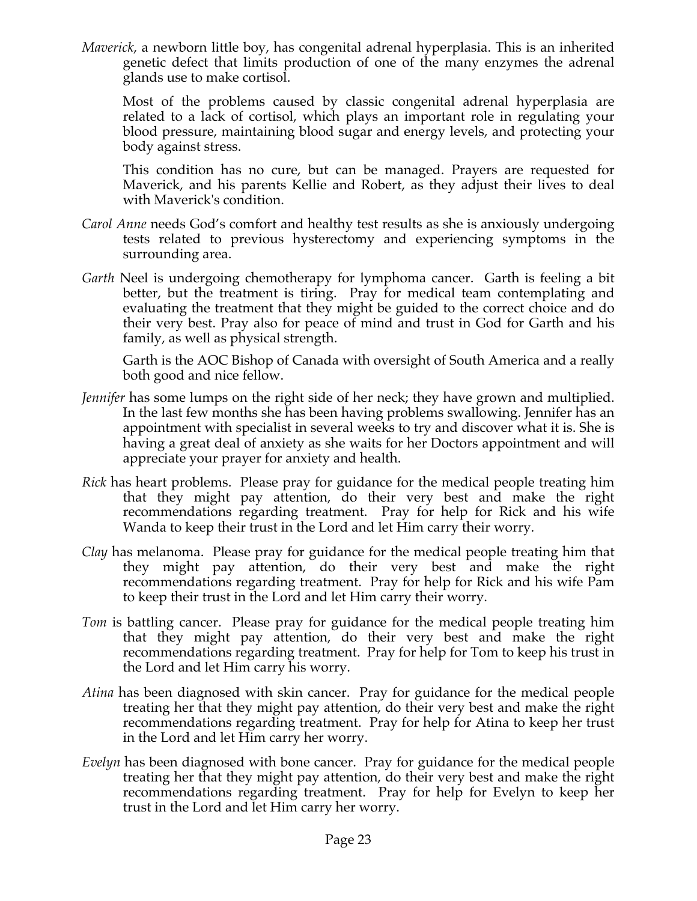*Maverick*, a newborn little boy, has congenital adrenal hyperplasia. This is an inherited genetic defect that limits production of one of the many enzymes the adrenal glands use to make cortisol.

Most of the problems caused by classic congenital adrenal hyperplasia are related to a lack of cortisol, which plays an important role in regulating your blood pressure, maintaining blood sugar and energy levels, and protecting your body against stress.

This condition has no cure, but can be managed. Prayers are requested for Maverick, and his parents Kellie and Robert, as they adjust their lives to deal with Maverick's condition.

*Carol Anne* needs God's comfort and healthy test results as she is anxiously undergoing tests related to previous hysterectomy and experiencing symptoms in the surrounding area.

*Garth* Neel is undergoing chemotherapy for lymphoma cancer. Garth is feeling a bit better, but the treatment is tiring. Pray for medical team contemplating and evaluating the treatment that they might be guided to the correct choice and do their very best. Pray also for peace of mind and trust in God for Garth and his family, as well as physical strength.

Garth is the AOC Bishop of Canada with oversight of South America and a really both good and nice fellow.

*Jennifer* has some lumps on the right side of her neck; they have grown and multiplied. In the last few months she has been having problems swallowing. Jennifer has an appointment with specialist in several weeks to try and discover what it is. She is having a great deal of anxiety as she waits for her Doctors appointment and will appreciate your prayer for anxiety and health.

*Rick* has heart problems. Please pray for guidance for the medical people treating him that they might pay attention, do their very best and make the right recommendations regarding treatment. Pray for help for Rick and his wife Wanda to keep their trust in the Lord and let Him carry their worry.

*Clay* has melanoma. Please pray for guidance for the medical people treating him that they might pay attention, do their very best and make the right recommendations regarding treatment. Pray for help for Rick and his wife Pam to keep their trust in the Lord and let Him carry their worry.

*Tom* is battling cancer. Please pray for guidance for the medical people treating him that they might pay attention, do their very best and make the right recommendations regarding treatment. Pray for help for Tom to keep his trust in the Lord and let Him carry his worry.

*Atina* has been diagnosed with skin cancer. Pray for guidance for the medical people treating her that they might pay attention, do their very best and make the right recommendations regarding treatment. Pray for help for Atina to keep her trust in the Lord and let Him carry her worry.

*Evelyn* has been diagnosed with bone cancer. Pray for guidance for the medical people treating her that they might pay attention, do their very best and make the right recommendations regarding treatment. Pray for help for Evelyn to keep her trust in the Lord and let Him carry her worry.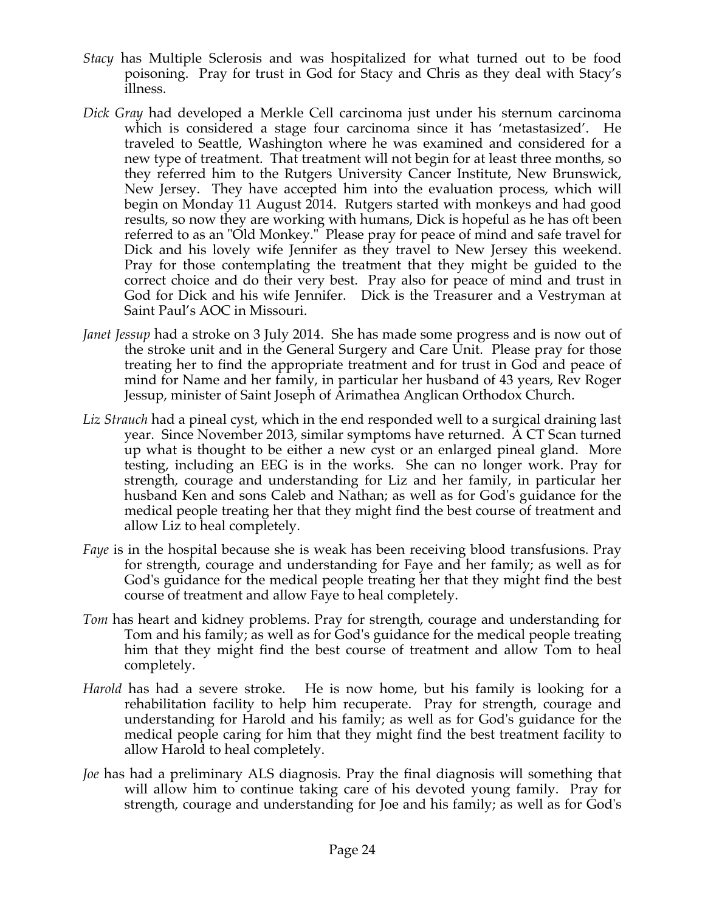*Stacy* has Multiple Sclerosis and was hospitalized for what turned out to be food poisoning. Pray for trust in God for Stacy and Chris as they deal with Stacy's illness.

*Dick Gray* had developed a Merkle Cell carcinoma just under his sternum carcinoma which is considered a stage four carcinoma since it has 'metastasized'. He traveled to Seattle, Washington where he was examined and considered for a new type of treatment. That treatment will not begin for at least three months, so they referred him to the Rutgers University Cancer Institute, New Brunswick, New Jersey. They have accepted him into the evaluation process, which will begin on Monday 11 August 2014. Rutgers started with monkeys and had good results, so now they are working with humans, Dick is hopeful as he has oft been referred to as an "Old Monkey." Please pray for peace of mind and safe travel for Dick and his lovely wife Jennifer as they travel to New Jersey this weekend. Pray for those contemplating the treatment that they might be guided to the correct choice and do their very best. Pray also for peace of mind and trust in God for Dick and his wife Jennifer. Dick is the Treasurer and a Vestryman at Saint Paul's AOC in Missouri.

*Janet Jessup* had a stroke on 3 July 2014. She has made some progress and is now out of the stroke unit and in the General Surgery and Care Unit. Please pray for those treating her to find the appropriate treatment and for trust in God and peace of mind for Name and her family, in particular her husband of 43 years, Rev Roger Jessup, minister of Saint Joseph of Arimathea Anglican Orthodox Church.

*Liz Strauch* had a pineal cyst, which in the end responded well to a surgical draining last year. Since November 2013, similar symptoms have returned. A CT Scan turned up what is thought to be either a new cyst or an enlarged pineal gland. More testing, including an EEG is in the works. She can no longer work. Pray for strength, courage and understanding for Liz and her family, in particular her husband Ken and sons Caleb and Nathan; as well as for God's guidance for the medical people treating her that they might find the best course of treatment and allow Liz to heal completely.

*Faye* is in the hospital because she is weak has been receiving blood transfusions. Pray for strength, courage and understanding for Faye and her family; as well as for God's guidance for the medical people treating her that they might find the best course of treatment and allow Faye to heal completely.

*Tom* has heart and kidney problems. Pray for strength, courage and understanding for Tom and his family; as well as for God's guidance for the medical people treating him that they might find the best course of treatment and allow Tom to heal completely.

*Harold* has had a severe stroke. He is now home, but his family is looking for a rehabilitation facility to help him recuperate. Pray for strength, courage and understanding for Harold and his family; as well as for God's guidance for the medical people caring for him that they might find the best treatment facility to allow Harold to heal completely.

*Joe* has had a preliminary ALS diagnosis. Pray the final diagnosis will something that will allow him to continue taking care of his devoted young family. Pray for strength, courage and understanding for Joe and his family; as well as for God's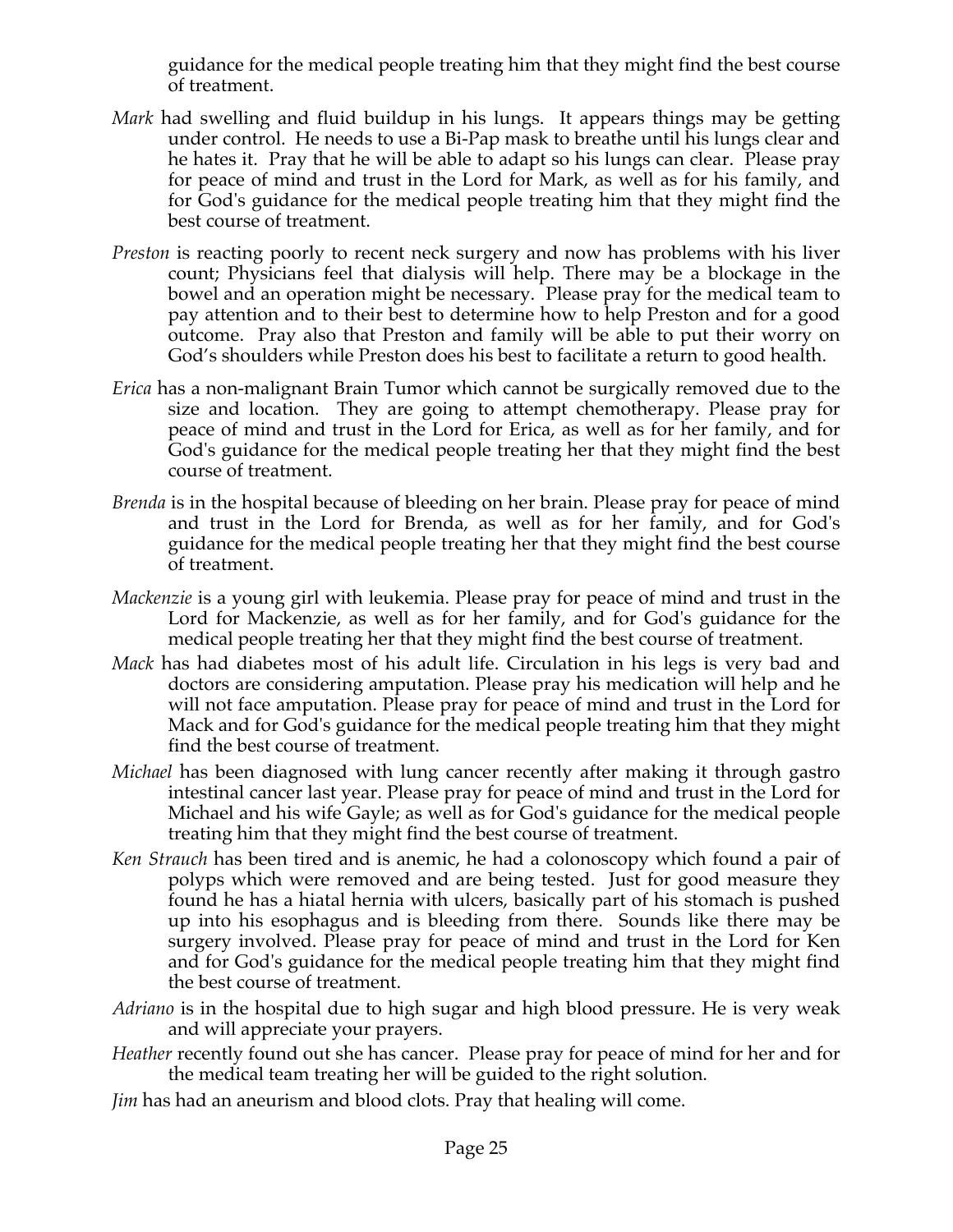guidance for the medical people treating him that they might find the best course of treatment.

*Mark* had swelling and fluid buildup in his lungs. It appears things may be getting under control. He needs to use a Bi-Pap mask to breathe until his lungs clear and he hates it. Pray that he will be able to adapt so his lungs can clear. Please pray for peace of mind and trust in the Lord for Mark, as well as for his family, and for God's guidance for the medical people treating him that they might find the best course of treatment.

*Preston* is reacting poorly to recent neck surgery and now has problems with his liver count; Physicians feel that dialysis will help. There may be a blockage in the bowel and an operation might be necessary. Please pray for the medical team to pay attention and to their best to determine how to help Preston and for a good outcome. Pray also that Preston and family will be able to put their worry on God's shoulders while Preston does his best to facilitate a return to good health.

*Erica* has a non-malignant Brain Tumor which cannot be surgically removed due to the size and location. They are going to attempt chemotherapy. Please pray for peace of mind and trust in the Lord for Erica, as well as for her family, and for God's guidance for the medical people treating her that they might find the best course of treatment.

*Brenda* is in the hospital because of bleeding on her brain. Please pray for peace of mind and trust in the Lord for Brenda, as well as for her family, and for God's guidance for the medical people treating her that they might find the best course of treatment.

*Mackenzie* is a young girl with leukemia. Please pray for peace of mind and trust in the Lord for Mackenzie, as well as for her family, and for God's guidance for the medical people treating her that they might find the best course of treatment.

*Mack* has had diabetes most of his adult life. Circulation in his legs is very bad and doctors are considering amputation. Please pray his medication will help and he will not face amputation. Please pray for peace of mind and trust in the Lord for Mack and for God's guidance for the medical people treating him that they might find the best course of treatment.

*Michael* has been diagnosed with lung cancer recently after making it through gastro intestinal cancer last year. Please pray for peace of mind and trust in the Lord for Michael and his wife Gayle; as well as for God's guidance for the medical people treating him that they might find the best course of treatment.

*Ken Strauch* has been tired and is anemic, he had a colonoscopy which found a pair of polyps which were removed and are being tested. Just for good measure they found he has a hiatal hernia with ulcers, basically part of his stomach is pushed up into his esophagus and is bleeding from there. Sounds like there may be surgery involved. Please pray for peace of mind and trust in the Lord for Ken and for God's guidance for the medical people treating him that they might find the best course of treatment.

*Adriano* is in the hospital due to high sugar and high blood pressure. He is very weak and will appreciate your prayers.

*Heather* recently found out she has cancer. Please pray for peace of mind for her and for the medical team treating her will be guided to the right solution.

*Jim* has had an aneurism and blood clots. Pray that healing will come.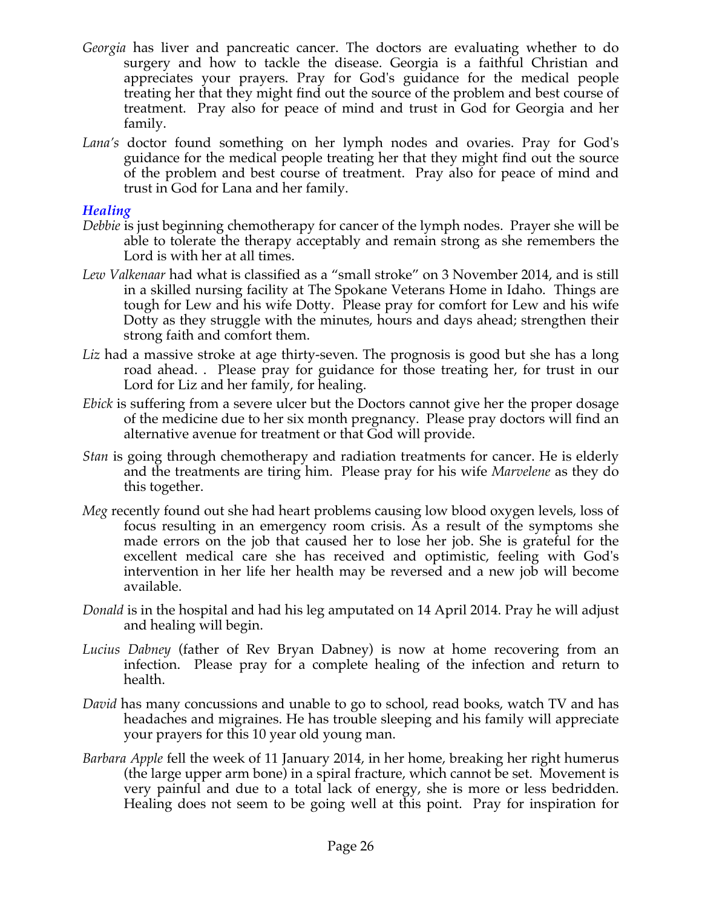*Georgia* has liver and pancreatic cancer. The doctors are evaluating whether to do surgery and how to tackle the disease. Georgia is a faithful Christian and appreciates your prayers. Pray for God's guidance for the medical people treating her that they might find out the source of the problem and best course of treatment. Pray also for peace of mind and trust in God for Georgia and her family.

*Lana's* doctor found something on her lymph nodes and ovaries. Pray for God's guidance for the medical people treating her that they might find out the source of the problem and best course of treatment. Pray also for peace of mind and trust in God for Lana and her family.

### *Healing*

*Debbie* is just beginning chemotherapy for cancer of the lymph nodes. Prayer she will be able to tolerate the therapy acceptably and remain strong as she remembers the Lord is with her at all times.

*Lew Valkenaar* had what is classified as a "small stroke" on 3 November 2014, and is still in a skilled nursing facility at The Spokane Veterans Home in Idaho. Things are tough for Lew and his wife Dotty. Please pray for comfort for Lew and his wife Dotty as they struggle with the minutes, hours and days ahead; strengthen their strong faith and comfort them.

*Liz* had a massive stroke at age thirty-seven. The prognosis is good but she has a long road ahead. . Please pray for guidance for those treating her, for trust in our Lord for Liz and her family, for healing.

*Ebick* is suffering from a severe ulcer but the Doctors cannot give her the proper dosage of the medicine due to her six month pregnancy. Please pray doctors will find an alternative avenue for treatment or that God will provide.

*Stan* is going through chemotherapy and radiation treatments for cancer. He is elderly and the treatments are tiring him. Please pray for his wife *Marvelene* as they do this together.

*Meg* recently found out she had heart problems causing low blood oxygen levels, loss of focus resulting in an emergency room crisis. As a result of the symptoms she made errors on the job that caused her to lose her job. She is grateful for the excellent medical care she has received and optimistic, feeling with God's intervention in her life her health may be reversed and a new job will become available.

*Donald* is in the hospital and had his leg amputated on 14 April 2014. Pray he will adjust and healing will begin.

*Lucius Dabney* (father of Rev Bryan Dabney) is now at home recovering from an infection. Please pray for a complete healing of the infection and return to health.

*David* has many concussions and unable to go to school, read books, watch TV and has headaches and migraines. He has trouble sleeping and his family will appreciate your prayers for this 10 year old young man.

*Barbara Apple* fell the week of 11 January 2014, in her home, breaking her right humerus (the large upper arm bone) in a spiral fracture, which cannot be set. Movement is very painful and due to a total lack of energy, she is more or less bedridden. Healing does not seem to be going well at this point. Pray for inspiration for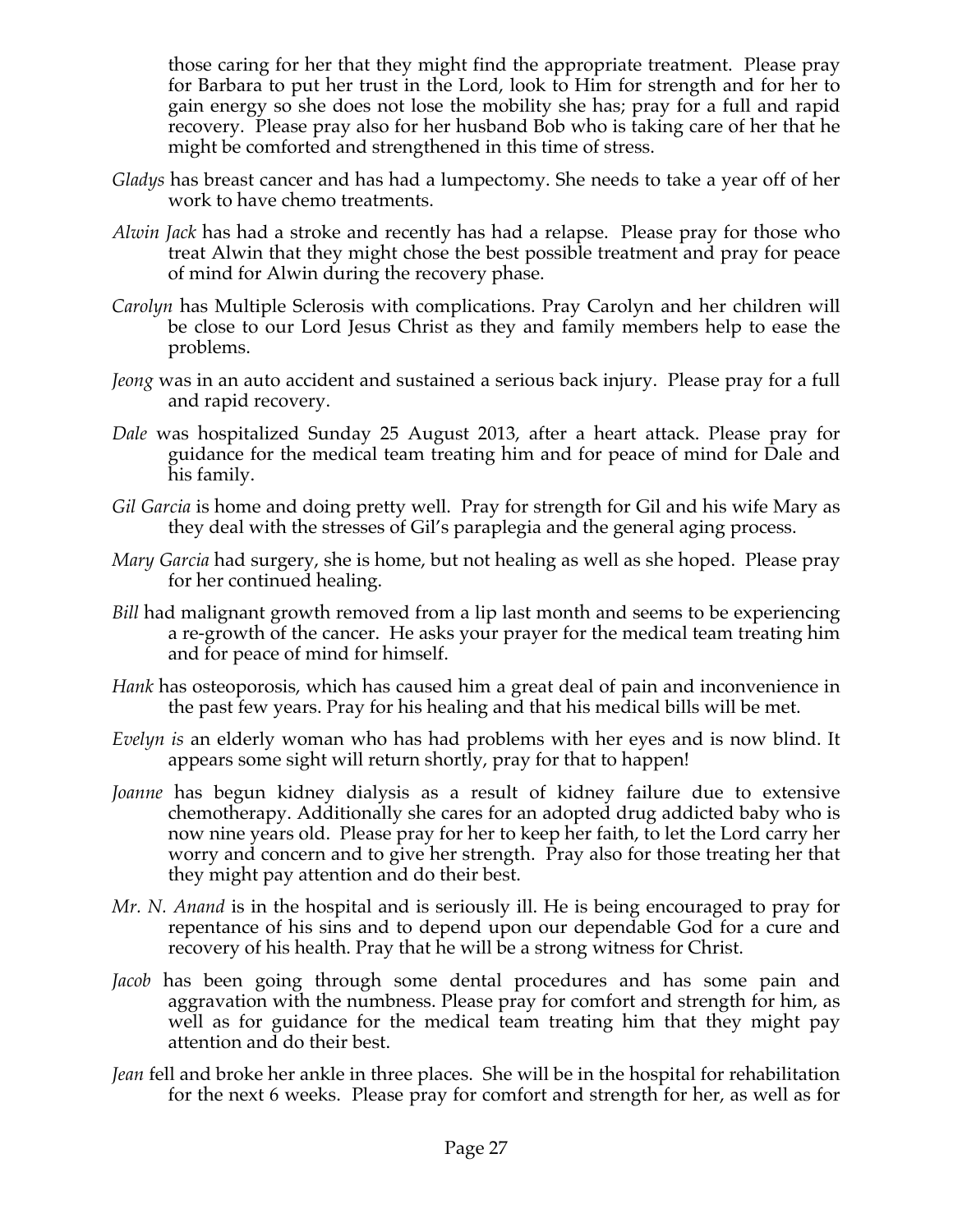those caring for her that they might find the appropriate treatment. Please pray for Barbara to put her trust in the Lord, look to Him for strength and for her to gain energy so she does not lose the mobility she has; pray for a full and rapid recovery. Please pray also for her husband Bob who is taking care of her that he might be comforted and strengthened in this time of stress.

*Gladys* has breast cancer and has had a lumpectomy. She needs to take a year off of her work to have chemo treatments.

*Alwin Jack* has had a stroke and recently has had a relapse. Please pray for those who treat Alwin that they might chose the best possible treatment and pray for peace of mind for Alwin during the recovery phase.

*Carolyn* has Multiple Sclerosis with complications. Pray Carolyn and her children will be close to our Lord Jesus Christ as they and family members help to ease the problems.

*Jeong* was in an auto accident and sustained a serious back injury. Please pray for a full and rapid recovery.

*Dale* was hospitalized Sunday 25 August 2013, after a heart attack. Please pray for guidance for the medical team treating him and for peace of mind for Dale and his family.

*Gil Garcia* is home and doing pretty well. Pray for strength for Gil and his wife Mary as they deal with the stresses of Gil's paraplegia and the general aging process.

*Mary Garcia* had surgery, she is home, but not healing as well as she hoped. Please pray for her continued healing.

*Bill* had malignant growth removed from a lip last month and seems to be experiencing a re-growth of the cancer. He asks your prayer for the medical team treating him and for peace of mind for himself.

*Hank* has osteoporosis, which has caused him a great deal of pain and inconvenience in the past few years. Pray for his healing and that his medical bills will be met.

*Evelyn is* an elderly woman who has had problems with her eyes and is now blind. It appears some sight will return shortly, pray for that to happen!

*Joanne* has begun kidney dialysis as a result of kidney failure due to extensive chemotherapy. Additionally she cares for an adopted drug addicted baby who is now nine years old. Please pray for her to keep her faith, to let the Lord carry her worry and concern and to give her strength. Pray also for those treating her that they might pay attention and do their best.

*Mr. N. Anand* is in the hospital and is seriously ill. He is being encouraged to pray for repentance of his sins and to depend upon our dependable God for a cure and recovery of his health. Pray that he will be a strong witness for Christ.

*Jacob* has been going through some dental procedures and has some pain and aggravation with the numbness. Please pray for comfort and strength for him, as well as for guidance for the medical team treating him that they might pay attention and do their best.

*Jean* fell and broke her ankle in three places. She will be in the hospital for rehabilitation for the next 6 weeks. Please pray for comfort and strength for her, as well as for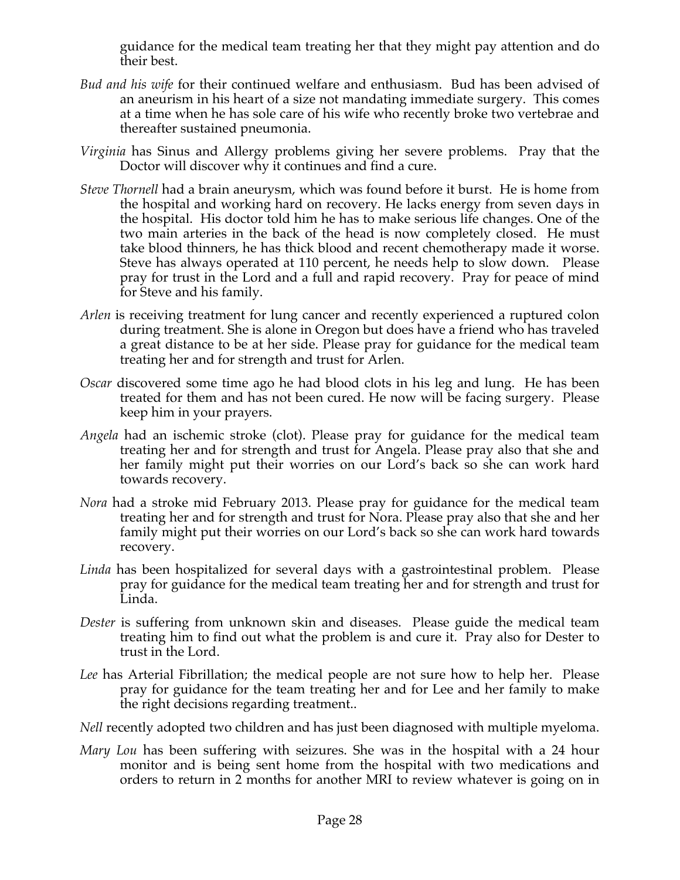guidance for the medical team treating her that they might pay attention and do their best.

*Bud and his wife* for their continued welfare and enthusiasm. Bud has been advised of an aneurism in his heart of a size not mandating immediate surgery. This comes at a time when he has sole care of his wife who recently broke two vertebrae and thereafter sustained pneumonia.

*Virginia* has Sinus and Allergy problems giving her severe problems. Pray that the Doctor will discover why it continues and find a cure.

*Steve Thornell* had a brain aneurysm, which was found before it burst. He is home from the hospital and working hard on recovery. He lacks energy from seven days in the hospital. His doctor told him he has to make serious life changes. One of the two main arteries in the back of the head is now completely closed. He must take blood thinners, he has thick blood and recent chemotherapy made it worse. Steve has always operated at 110 percent, he needs help to slow down. Please pray for trust in the Lord and a full and rapid recovery. Pray for peace of mind for Steve and his family.

*Arlen* is receiving treatment for lung cancer and recently experienced a ruptured colon during treatment. She is alone in Oregon but does have a friend who has traveled a great distance to be at her side. Please pray for guidance for the medical team treating her and for strength and trust for Arlen.

*Oscar* discovered some time ago he had blood clots in his leg and lung. He has been treated for them and has not been cured. He now will be facing surgery. Please keep him in your prayers.

*Angela* had an ischemic stroke (clot). Please pray for guidance for the medical team treating her and for strength and trust for Angela. Please pray also that she and her family might put their worries on our Lord's back so she can work hard towards recovery.

*Nora* had a stroke mid February 2013. Please pray for guidance for the medical team treating her and for strength and trust for Nora. Please pray also that she and her family might put their worries on our Lord's back so she can work hard towards recovery.

*Linda* has been hospitalized for several days with a gastrointestinal problem. Please pray for guidance for the medical team treating her and for strength and trust for Linda.

*Dester* is suffering from unknown skin and diseases. Please guide the medical team treating him to find out what the problem is and cure it. Pray also for Dester to trust in the Lord.

*Lee* has Arterial Fibrillation; the medical people are not sure how to help her. Please pray for guidance for the team treating her and for Lee and her family to make the right decisions regarding treatment..

*Nell* recently adopted two children and has just been diagnosed with multiple myeloma.

*Mary Lou* has been suffering with seizures. She was in the hospital with a 24 hour monitor and is being sent home from the hospital with two medications and orders to return in 2 months for another MRI to review whatever is going on in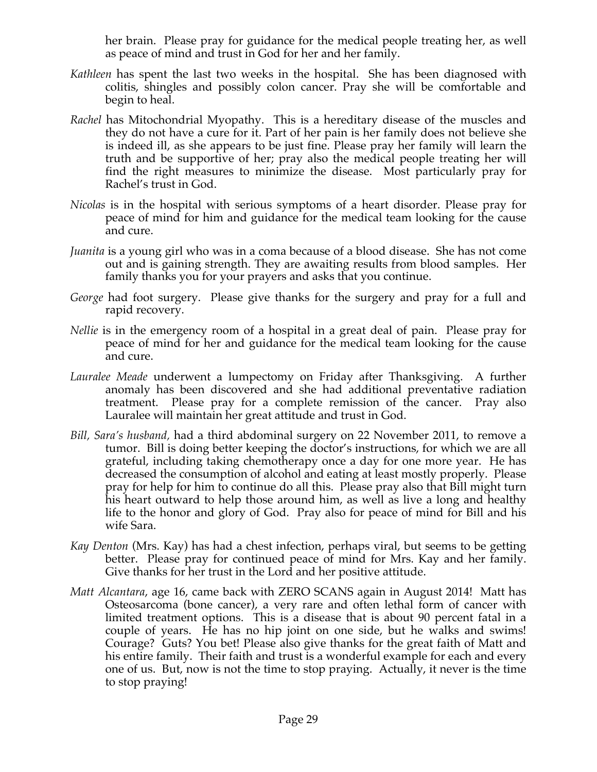her brain. Please pray for guidance for the medical people treating her, as well as peace of mind and trust in God for her and her family.

*Kathleen* has spent the last two weeks in the hospital. She has been diagnosed with colitis, shingles and possibly colon cancer. Pray she will be comfortable and begin to heal.

*Rachel* has Mitochondrial Myopathy. This is a hereditary disease of the muscles and they do not have a cure for it. Part of her pain is her family does not believe she is indeed ill, as she appears to be just fine. Please pray her family will learn the truth and be supportive of her; pray also the medical people treating her will find the right measures to minimize the disease. Most particularly pray for Rachel's trust in God.

*Nicolas* is in the hospital with serious symptoms of a heart disorder. Please pray for peace of mind for him and guidance for the medical team looking for the cause and cure.

*Juanita* is a young girl who was in a coma because of a blood disease. She has not come out and is gaining strength. They are awaiting results from blood samples. Her family thanks you for your prayers and asks that you continue.

*George* had foot surgery. Please give thanks for the surgery and pray for a full and rapid recovery.

*Nellie* is in the emergency room of a hospital in a great deal of pain. Please pray for peace of mind for her and guidance for the medical team looking for the cause and cure.

*Lauralee Meade* underwent a lumpectomy on Friday after Thanksgiving. A further anomaly has been discovered and she had additional preventative radiation treatment. Please pray for a complete remission of the cancer. Pray also Lauralee will maintain her great attitude and trust in God.

*Bill, Sara's husband,* had a third abdominal surgery on 22 November 2011, to remove a tumor. Bill is doing better keeping the doctor's instructions, for which we are all grateful, including taking chemotherapy once a day for one more year. He has decreased the consumption of alcohol and eating at least mostly properly. Please pray for help for him to continue do all this. Please pray also that Bill might turn his heart outward to help those around him, as well as live a long and healthy life to the honor and glory of God. Pray also for peace of mind for Bill and his wife Sara.

*Kay Denton* (Mrs. Kay) has had a chest infection, perhaps viral, but seems to be getting better. Please pray for continued peace of mind for Mrs. Kay and her family. Give thanks for her trust in the Lord and her positive attitude.

*Matt Alcantara*, age 16, came back with ZERO SCANS again in August 2014! Matt has Osteosarcoma (bone cancer), a very rare and often lethal form of cancer with limited treatment options. This is a disease that is about 90 percent fatal in a couple of years. He has no hip joint on one side, but he walks and swims! Courage? Guts? You bet! Please also give thanks for the great faith of Matt and his entire family. Their faith and trust is a wonderful example for each and every one of us. But, now is not the time to stop praying. Actually, it never is the time to stop praying!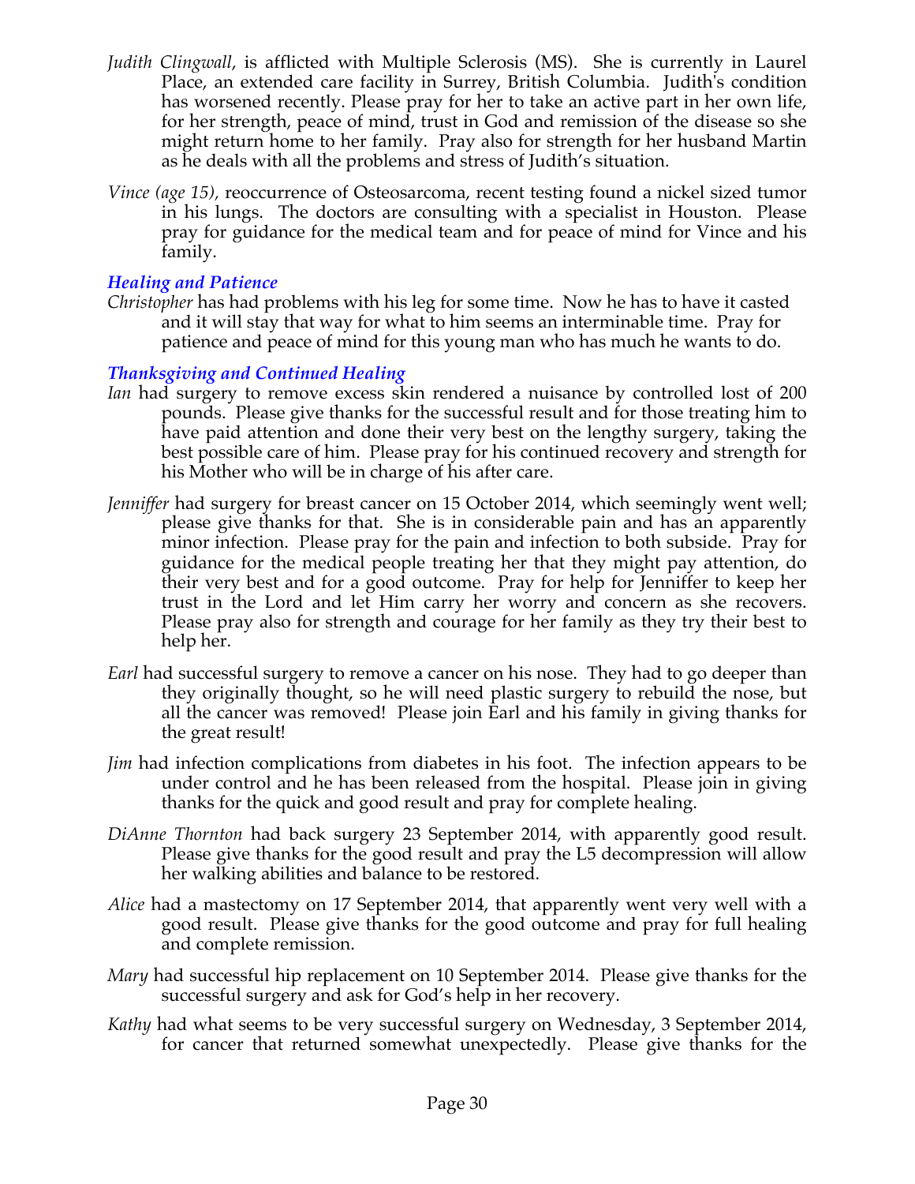*Judith Clingwall*, is afflicted with Multiple Sclerosis (MS). She is currently in Laurel Place, an extended care facility in Surrey, British Columbia. Judith's condition has worsened recently. Please pray for her to take an active part in her own life, for her strength, peace of mind, trust in God and remission of the disease so she might return home to her family. Pray also for strength for her husband Martin as he deals with all the problems and stress of Judith's situation.

*Vince (age 15)*, reoccurrence of Osteosarcoma, recent testing found a nickel sized tumor in his lungs. The doctors are consulting with a specialist in Houston. Please pray for guidance for the medical team and for peace of mind for Vince and his family.

### *Healing and Patience*

*Christopher* has had problems with his leg for some time. Now he has to have it casted and it will stay that way for what to him seems an interminable time. Pray for patience and peace of mind for this young man who has much he wants to do.

### *Thanksgiving and Continued Healing*

*Ian* had surgery to remove excess skin rendered a nuisance by controlled lost of 200 pounds. Please give thanks for the successful result and for those treating him to have paid attention and done their very best on the lengthy surgery, taking the best possible care of him. Please pray for his continued recovery and strength for his Mother who will be in charge of his after care.

*Jenniffer* had surgery for breast cancer on 15 October 2014, which seemingly went well; please give thanks for that. She is in considerable pain and has an apparently minor infection. Please pray for the pain and infection to both subside. Pray for guidance for the medical people treating her that they might pay attention, do their very best and for a good outcome. Pray for help for Jenniffer to keep her trust in the Lord and let Him carry her worry and concern as she recovers. Please pray also for strength and courage for her family as they try their best to help her.

*Earl* had successful surgery to remove a cancer on his nose. They had to go deeper than they originally thought, so he will need plastic surgery to rebuild the nose, but all the cancer was removed! Please join Earl and his family in giving thanks for the great result!

*Jim* had infection complications from diabetes in his foot. The infection appears to be under control and he has been released from the hospital. Please join in giving thanks for the quick and good result and pray for complete healing.

*DiAnne Thornton* had back surgery 23 September 2014, with apparently good result. Please give thanks for the good result and pray the L5 decompression will allow her walking abilities and balance to be restored.

*Alice* had a mastectomy on 17 September 2014, that apparently went very well with a good result. Please give thanks for the good outcome and pray for full healing and complete remission.

*Mary* had successful hip replacement on 10 September 2014. Please give thanks for the successful surgery and ask for God's help in her recovery.

*Kathy* had what seems to be very successful surgery on Wednesday, 3 September 2014, for cancer that returned somewhat unexpectedly. Please give thanks for the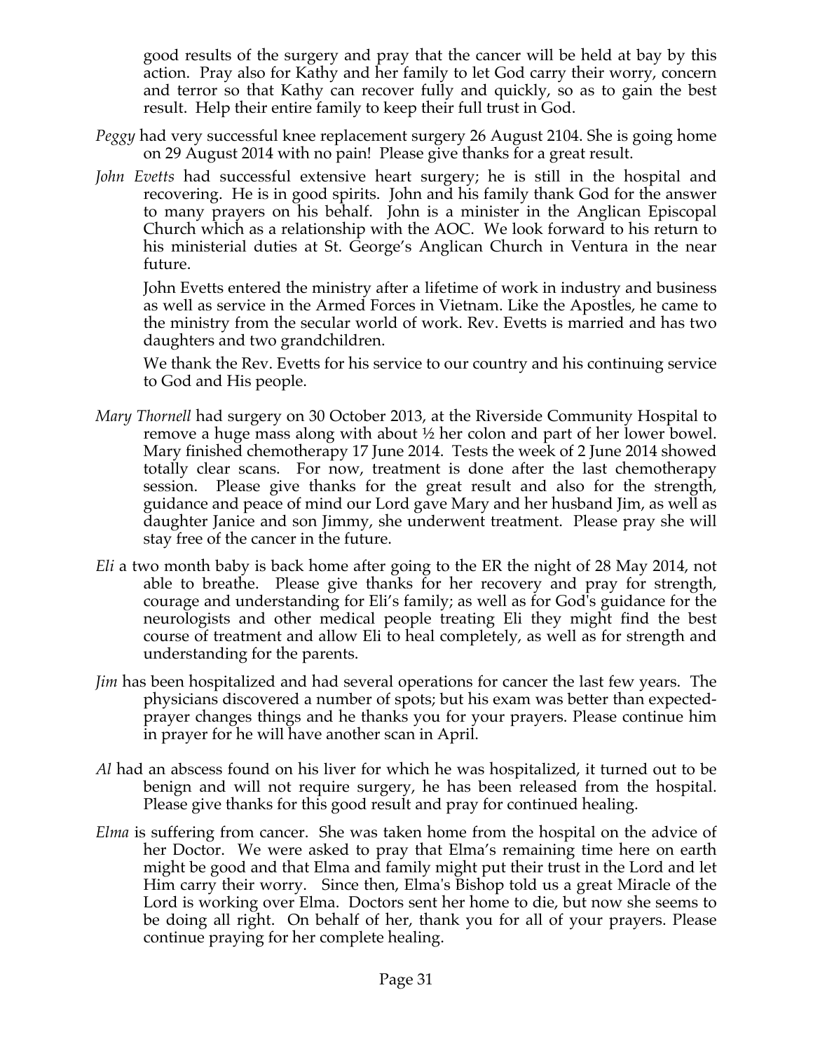good results of the surgery and pray that the cancer will be held at bay by this action. Pray also for Kathy and her family to let God carry their worry, concern and terror so that Kathy can recover fully and quickly, so as to gain the best result. Help their entire family to keep their full trust in God.

*Peggy* had very successful knee replacement surgery 26 August 2104. She is going home on 29 August 2014 with no pain! Please give thanks for a great result.

*John Evetts* had successful extensive heart surgery; he is still in the hospital and recovering. He is in good spirits. John and his family thank God for the answer to many prayers on his behalf. John is a minister in the Anglican Episcopal Church which as a relationship with the AOC. We look forward to his return to his ministerial duties at St. George's Anglican Church in Ventura in the near future.

John Evetts entered the ministry after a lifetime of work in industry and business as well as service in the Armed Forces in Vietnam. Like the Apostles, he came to the ministry from the secular world of work. Rev. Evetts is married and has two daughters and two grandchildren.

We thank the Rev. Evetts for his service to our country and his continuing service to God and His people.

*Mary Thornell* had surgery on 30 October 2013, at the Riverside Community Hospital to remove a huge mass along with about ½ her colon and part of her lower bowel. Mary finished chemotherapy 17 June 2014. Tests the week of 2 June 2014 showed totally clear scans. For now, treatment is done after the last chemotherapy session. Please give thanks for the great result and also for the strength, guidance and peace of mind our Lord gave Mary and her husband Jim, as well as daughter Janice and son Jimmy, she underwent treatment. Please pray she will stay free of the cancer in the future.

*Eli* a two month baby is back home after going to the ER the night of 28 May 2014, not able to breathe. Please give thanks for her recovery and pray for strength, courage and understanding for Eli's family; as well as for God's guidance for the neurologists and other medical people treating Eli they might find the best course of treatment and allow Eli to heal completely, as well as for strength and understanding for the parents.

*Jim* has been hospitalized and had several operations for cancer the last few years. The physicians discovered a number of spots; but his exam was better than expected-prayer changes things and he thanks you for your prayers. Please continue him in prayer for he will have another scan in April.

*Al* had an abscess found on his liver for which he was hospitalized, it turned out to be benign and will not require surgery, he has been released from the hospital. Please give thanks for this good result and pray for continued healing.

*Elma* is suffering from cancer. She was taken home from the hospital on the advice of her Doctor. We were asked to pray that Elma's remaining time here on earth might be good and that Elma and family might put their trust in the Lord and let Him carry their worry. Since then, Elma's Bishop told us a great Miracle of the Lord is working over Elma. Doctors sent her home to die, but now she seems to be doing all right. On behalf of her, thank you for all of your prayers. Please continue praying for her complete healing.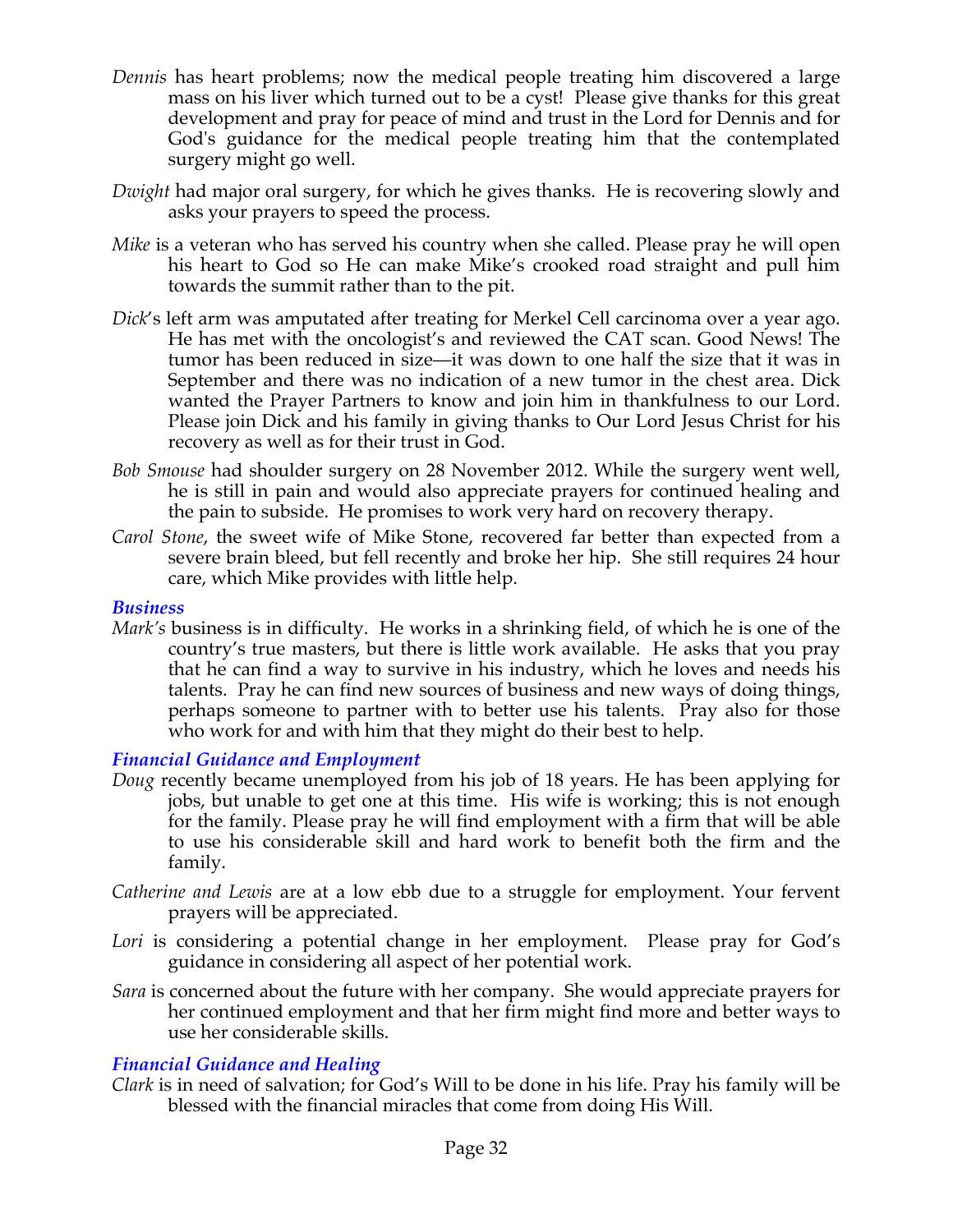*Dennis* has heart problems; now the medical people treating him discovered a large mass on his liver which turned out to be a cyst! Please give thanks for this great development and pray for peace of mind and trust in the Lord for Dennis and for God's guidance for the medical people treating him that the contemplated surgery might go well.

*Dwight* had major oral surgery, for which he gives thanks. He is recovering slowly and asks your prayers to speed the process.

*Mike* is a veteran who has served his country when she called. Please pray he will open his heart to God so He can make Mike's crooked road straight and pull him towards the summit rather than to the pit.

*Dick*'s left arm was amputated after treating for Merkel Cell carcinoma over a year ago. He has met with the oncologist's and reviewed the CAT scan. Good News! The tumor has been reduced in size—it was down to one half the size that it was in September and there was no indication of a new tumor in the chest area. Dick wanted the Prayer Partners to know and join him in thankfulness to our Lord. Please join Dick and his family in giving thanks to Our Lord Jesus Christ for his recovery as well as for their trust in God.

*Bob Smouse* had shoulder surgery on 28 November 2012. While the surgery went well, he is still in pain and would also appreciate prayers for continued healing and the pain to subside. He promises to work very hard on recovery therapy.

*Carol Stone*, the sweet wife of Mike Stone, recovered far better than expected from a severe brain bleed, but fell recently and broke her hip. She still requires 24 hour care, which Mike provides with little help.

### *Business*

*Mark's* business is in difficulty. He works in a shrinking field, of which he is one of the country's true masters, but there is little work available. He asks that you pray that he can find a way to survive in his industry, which he loves and needs his talents. Pray he can find new sources of business and new ways of doing things, perhaps someone to partner with to better use his talents. Pray also for those who work for and with him that they might do their best to help.

### *Financial Guidance and Employment*

*Doug* recently became unemployed from his job of 18 years. He has been applying for jobs, but unable to get one at this time. His wife is working; this is not enough for the family. Please pray he will find employment with a firm that will be able to use his considerable skill and hard work to benefit both the firm and the family.

*Catherine and Lewis* are at a low ebb due to a struggle for employment. Your fervent prayers will be appreciated.

*Lori* is considering a potential change in her employment. Please pray for God's guidance in considering all aspect of her potential work.

*Sara* is concerned about the future with her company. She would appreciate prayers for her continued employment and that her firm might find more and better ways to use her considerable skills.

### *Financial Guidance and Healing*

*Clark* is in need of salvation; for God's Will to be done in his life. Pray his family will be blessed with the financial miracles that come from doing His Will.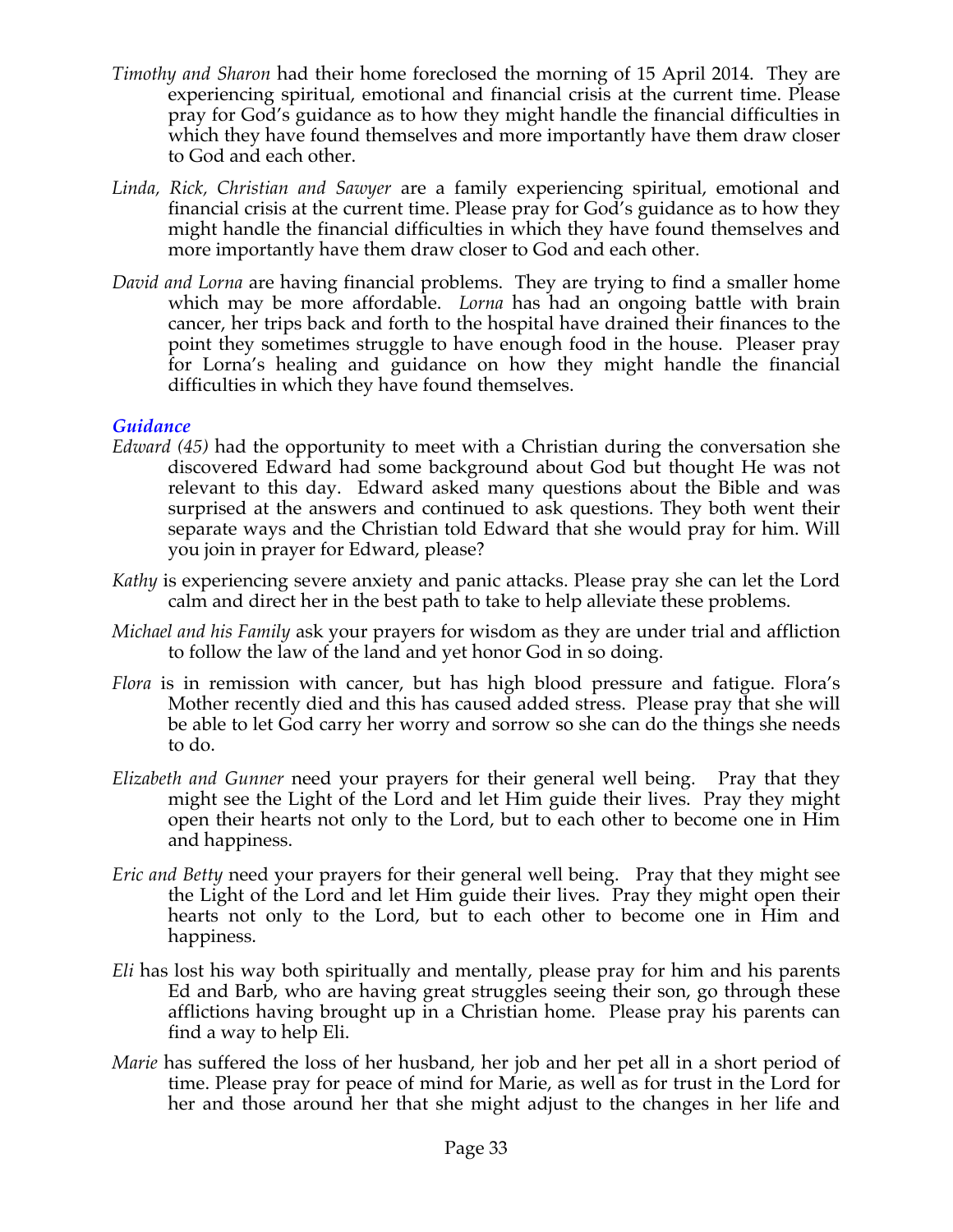*Timothy and Sharon* had their home foreclosed the morning of 15 April 2014. They are experiencing spiritual, emotional and financial crisis at the current time. Please pray for God's guidance as to how they might handle the financial difficulties in which they have found themselves and more importantly have them draw closer to God and each other.

*Linda, Rick, Christian and Sawyer* are a family experiencing spiritual, emotional and financial crisis at the current time. Please pray for God's guidance as to how they might handle the financial difficulties in which they have found themselves and more importantly have them draw closer to God and each other.

*David and Lorna* are having financial problems. They are trying to find a smaller home which may be more affordable. *Lorna* has had an ongoing battle with brain cancer, her trips back and forth to the hospital have drained their finances to the point they sometimes struggle to have enough food in the house. Pleaser pray for Lorna's healing and guidance on how they might handle the financial difficulties in which they have found themselves.

### *Guidance*

*Edward (45)* had the opportunity to meet with a Christian during the conversation she discovered Edward had some background about God but thought He was not relevant to this day. Edward asked many questions about the Bible and was surprised at the answers and continued to ask questions. They both went their separate ways and the Christian told Edward that she would pray for him. Will you join in prayer for Edward, please?

*Kathy* is experiencing severe anxiety and panic attacks. Please pray she can let the Lord calm and direct her in the best path to take to help alleviate these problems.

*Michael and his Family* ask your prayers for wisdom as they are under trial and affliction to follow the law of the land and yet honor God in so doing.

*Flora* is in remission with cancer, but has high blood pressure and fatigue. Flora's Mother recently died and this has caused added stress. Please pray that she will be able to let God carry her worry and sorrow so she can do the things she needs to do.

*Elizabeth and Gunner* need your prayers for their general well being. Pray that they might see the Light of the Lord and let Him guide their lives. Pray they might open their hearts not only to the Lord, but to each other to become one in Him and happiness.

*Eric and Betty* need your prayers for their general well being. Pray that they might see the Light of the Lord and let Him guide their lives. Pray they might open their hearts not only to the Lord, but to each other to become one in Him and happiness.

*Eli* has lost his way both spiritually and mentally, please pray for him and his parents Ed and Barb, who are having great struggles seeing their son, go through these afflictions having brought up in a Christian home. Please pray his parents can find a way to help Eli.

*Marie* has suffered the loss of her husband, her job and her pet all in a short period of time. Please pray for peace of mind for Marie, as well as for trust in the Lord for her and those around her that she might adjust to the changes in her life and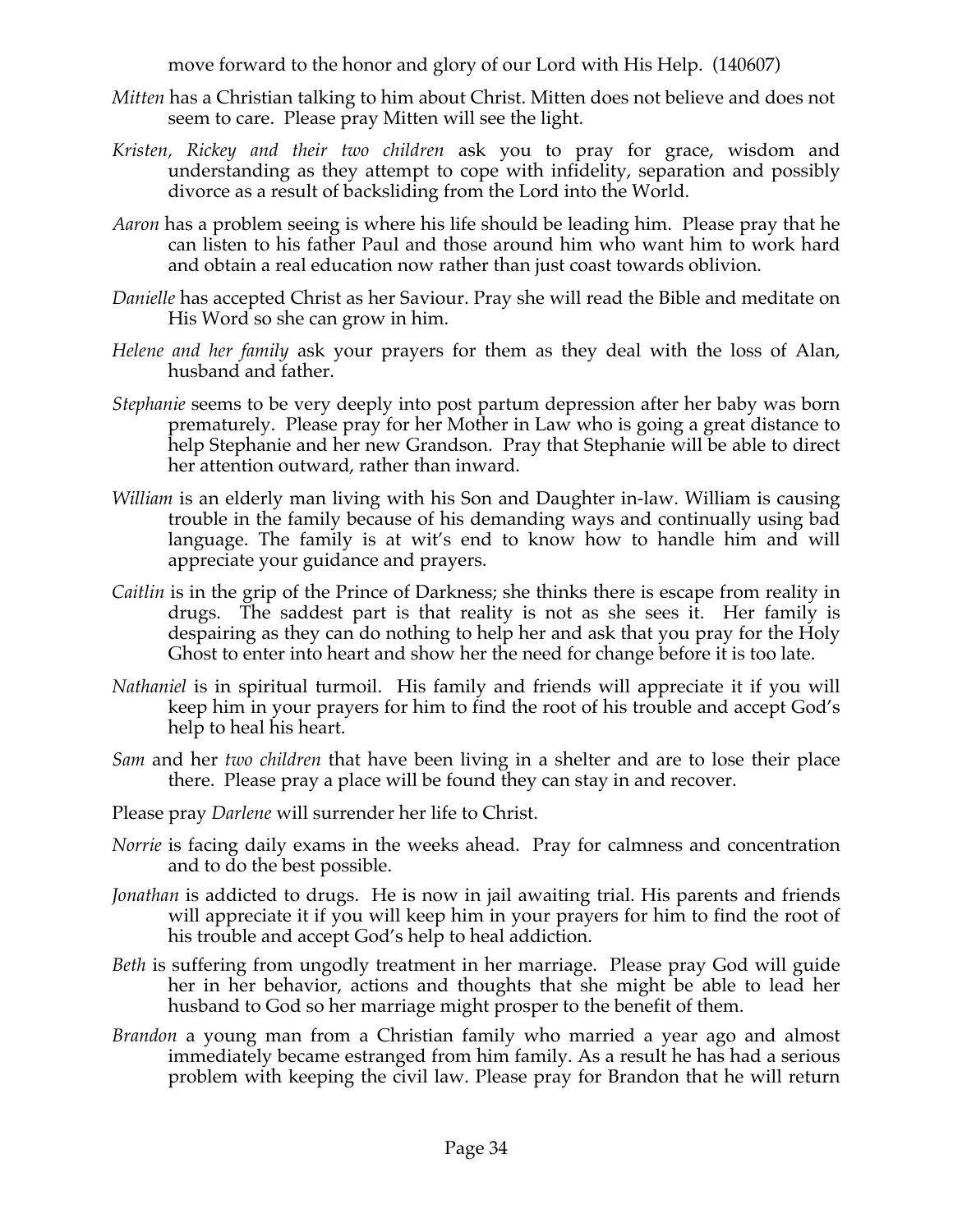move forward to the honor and glory of our Lord with His Help. (140607)

*Mitten* has a Christian talking to him about Christ. Mitten does not believe and does not seem to care. Please pray Mitten will see the light.

*Kristen, Rickey and their two children* ask you to pray for grace, wisdom and understanding as they attempt to cope with infidelity, separation and possibly divorce as a result of backsliding from the Lord into the World.

*Aaron* has a problem seeing is where his life should be leading him. Please pray that he can listen to his father Paul and those around him who want him to work hard and obtain a real education now rather than just coast towards oblivion.

*Danielle* has accepted Christ as her Saviour. Pray she will read the Bible and meditate on His Word so she can grow in him.

*Helene and her family* ask your prayers for them as they deal with the loss of Alan, husband and father.

*Stephanie* seems to be very deeply into post partum depression after her baby was born prematurely. Please pray for her Mother in Law who is going a great distance to help Stephanie and her new Grandson. Pray that Stephanie will be able to direct her attention outward, rather than inward.

*William* is an elderly man living with his Son and Daughter in-law. William is causing trouble in the family because of his demanding ways and continually using bad language. The family is at wit's end to know how to handle him and will appreciate your guidance and prayers.

*Caitlin* is in the grip of the Prince of Darkness; she thinks there is escape from reality in drugs. The saddest part is that reality is not as she sees it. Her family is despairing as they can do nothing to help her and ask that you pray for the Holy Ghost to enter into heart and show her the need for change before it is too late.

*Nathaniel* is in spiritual turmoil. His family and friends will appreciate it if you will keep him in your prayers for him to find the root of his trouble and accept God's help to heal his heart.

*Sam* and her *two children* that have been living in a shelter and are to lose their place there. Please pray a place will be found they can stay in and recover.

Please pray *Darlene* will surrender her life to Christ.

*Norrie* is facing daily exams in the weeks ahead. Pray for calmness and concentration and to do the best possible.

*Jonathan* is addicted to drugs. He is now in jail awaiting trial. His parents and friends will appreciate it if you will keep him in your prayers for him to find the root of his trouble and accept God's help to heal addiction.

*Beth* is suffering from ungodly treatment in her marriage. Please pray God will guide her in her behavior, actions and thoughts that she might be able to lead her husband to God so her marriage might prosper to the benefit of them.

*Brandon* a young man from a Christian family who married a year ago and almost immediately became estranged from him family. As a result he has had a serious problem with keeping the civil law. Please pray for Brandon that he will return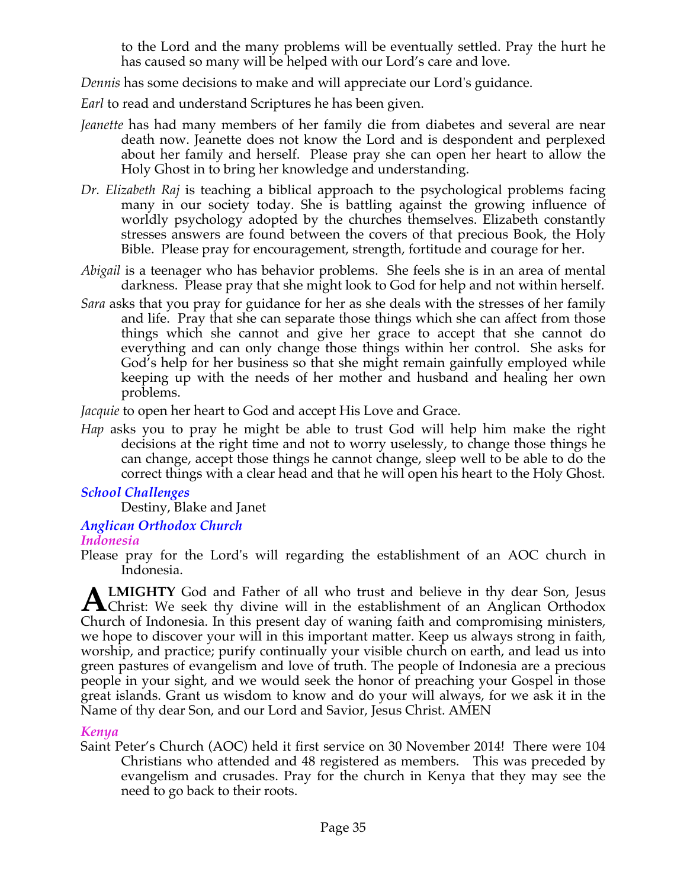to the Lord and the many problems will be eventually settled. Pray the hurt he has caused so many will be helped with our Lord's care and love.

*Dennis* has some decisions to make and will appreciate our Lord's guidance.

*Earl* to read and understand Scriptures he has been given.

*Jeanette* has had many members of her family die from diabetes and several are near death now. Jeanette does not know the Lord and is despondent and perplexed about her family and herself. Please pray she can open her heart to allow the Holy Ghost in to bring her knowledge and understanding.

*Dr. Elizabeth Raj* is teaching a biblical approach to the psychological problems facing many in our society today. She is battling against the growing influence of worldly psychology adopted by the churches themselves. Elizabeth constantly stresses answers are found between the covers of that precious Book, the Holy Bible. Please pray for encouragement, strength, fortitude and courage for her.

*Abigail* is a teenager who has behavior problems. She feels she is in an area of mental darkness. Please pray that she might look to God for help and not within herself.

*Sara* asks that you pray for guidance for her as she deals with the stresses of her family and life. Pray that she can separate those things which she can affect from those things which she cannot and give her grace to accept that she cannot do everything and can only change those things within her control. She asks for God's help for her business so that she might remain gainfully employed while keeping up with the needs of her mother and husband and healing her own problems.

*Jacquie* to open her heart to God and accept His Love and Grace.

*Hap* asks you to pray he might be able to trust God will help him make the right decisions at the right time and not to worry uselessly, to change those things he can change, accept those things he cannot change, sleep well to be able to do the correct things with a clear head and that he will open his heart to the Holy Ghost.

### *School Challenges*

Destiny, Blake and Janet

### *Anglican Orthodox Church*

#### *Indonesia*

Please pray for the Lord's will regarding the establishment of an AOC church in Indonesia.

**ALMIGHTY** God and Father of all who trust and believe in thy dear Son, Jesus Christ: We seek thy divine will in the establishment of an Anglican Orthodox Church of Indonesia. In this present day of waning faith and compromising ministers, we hope to discover your will in this important matter. Keep us always strong in faith, worship, and practice; purify continually your visible church on earth, and lead us into green pastures of evangelism and love of truth. The people of Indonesia are a precious people in your sight, and we would seek the honor of preaching your Gospel in those great islands. Grant us wisdom to know and do your will always, for we ask it in the Name of thy dear Son, and our Lord and Savior, Jesus Christ. AMEN

#### *Kenya*

Saint Peter's Church (AOC) held it first service on 30 November 2014! There were 104 Christians who attended and 48 registered as members. This was preceded by evangelism and crusades. Pray for the church in Kenya that they may see the need to go back to their roots.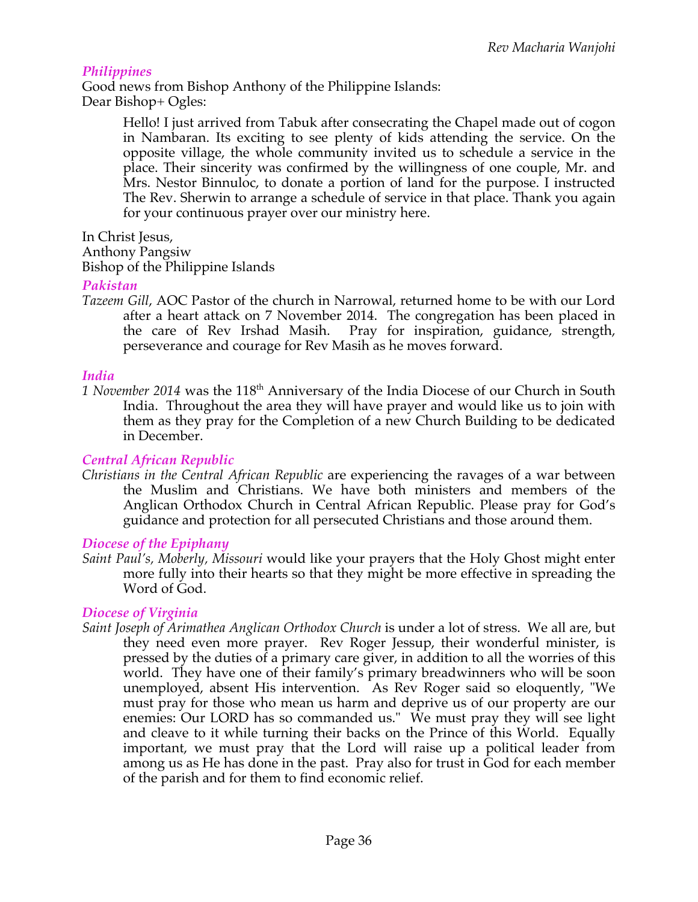Rev Macharia Wanjohi

### *Philippines*

Good news from Bishop Anthony of the Philippine Islands:
Dear Bishop+ Ogles:

> Hello! I just arrived from Tabuk after consecrating the Chapel made out of cogon in Nambaran. Its exciting to see plenty of kids attending the service. On the opposite village, the whole community invited us to schedule a service in the place. Their sincerity was confirmed by the willingness of one couple, Mr. and Mrs. Nestor Binnuloc, to donate a portion of land for the purpose. I instructed The Rev. Sherwin to arrange a schedule of service in that place. Thank you again for your continuous prayer over our ministry here.

In Christ Jesus,
Anthony Pangsiw
Bishop of the Philippine Islands

### *Pakistan*

*Tazeem Gill*, AOC Pastor of the church in Narrowal, returned home to be with our Lord after a heart attack on 7 November 2014. The congregation has been placed in the care of Rev Irshad Masih. Pray for inspiration, guidance, strength, perseverance and courage for Rev Masih as he moves forward.

### *India*

*1 November 2014* was the 118th Anniversary of the India Diocese of our Church in South India. Throughout the area they will have prayer and would like us to join with them as they pray for the Completion of a new Church Building to be dedicated in December.

### *Central African Republic*

*Christians in the Central African Republic* are experiencing the ravages of a war between the Muslim and Christians. We have both ministers and members of the Anglican Orthodox Church in Central African Republic. Please pray for God's guidance and protection for all persecuted Christians and those around them.

### *Diocese of the Epiphany*

*Saint Paul's, Moberly, Missouri* would like your prayers that the Holy Ghost might enter more fully into their hearts so that they might be more effective in spreading the Word of God.

### *Diocese of Virginia*

*Saint Joseph of Arimathea Anglican Orthodox Church* is under a lot of stress. We all are, but they need even more prayer. Rev Roger Jessup, their wonderful minister, is pressed by the duties of a primary care giver, in addition to all the worries of this world. They have one of their family's primary breadwinners who will be soon unemployed, absent His intervention. As Rev Roger said so eloquently, "We must pray for those who mean us harm and deprive us of our property are our enemies: Our LORD has so commanded us." We must pray they will see light and cleave to it while turning their backs on the Prince of this World. Equally important, we must pray that the Lord will raise up a political leader from among us as He has done in the past. Pray also for trust in God for each member of the parish and for them to find economic relief.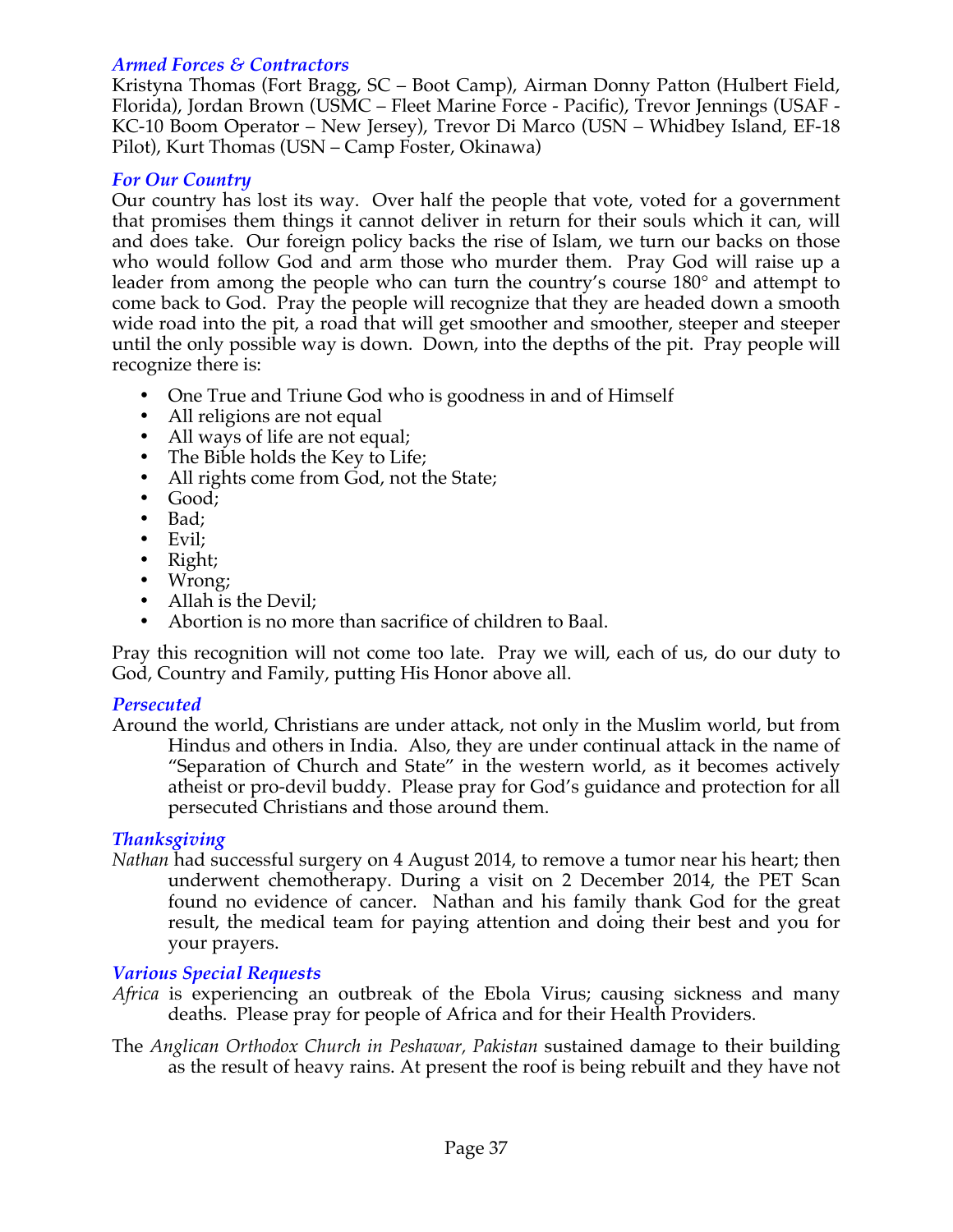### *Armed Forces & Contractors*

Kristyna Thomas (Fort Bragg, SC – Boot Camp), Airman Donny Patton (Hulbert Field, Florida), Jordan Brown (USMC – Fleet Marine Force - Pacific), Trevor Jennings (USAF - KC-10 Boom Operator – New Jersey), Trevor Di Marco (USN – Whidbey Island, EF-18 Pilot), Kurt Thomas (USN – Camp Foster, Okinawa)

### *For Our Country*

Our country has lost its way. Over half the people that vote, voted for a government that promises them things it cannot deliver in return for their souls which it can, will and does take. Our foreign policy backs the rise of Islam, we turn our backs on those who would follow God and arm those who murder them. Pray God will raise up a leader from among the people who can turn the country's course 180° and attempt to come back to God. Pray the people will recognize that they are headed down a smooth wide road into the pit, a road that will get smoother and smoother, steeper and steeper until the only possible way is down. Down, into the depths of the pit. Pray people will recognize there is:

- One True and Triune God who is goodness in and of Himself
- All religions are not equal
- All ways of life are not equal;
- The Bible holds the Key to Life;
- All rights come from God, not the State;
- Good;
- Bad;
- Evil;
- Right;
- Wrong;
- Allah is the Devil;
- Abortion is no more than sacrifice of children to Baal.

Pray this recognition will not come too late. Pray we will, each of us, do our duty to God, Country and Family, putting His Honor above all.

### *Persecuted*

Around the world, Christians are under attack, not only in the Muslim world, but from Hindus and others in India. Also, they are under continual attack in the name of "Separation of Church and State" in the western world, as it becomes actively atheist or pro-devil buddy. Please pray for God's guidance and protection for all persecuted Christians and those around them.

### *Thanksgiving*

*Nathan* had successful surgery on 4 August 2014, to remove a tumor near his heart; then underwent chemotherapy. During a visit on 2 December 2014, the PET Scan found no evidence of cancer. Nathan and his family thank God for the great result, the medical team for paying attention and doing their best and you for your prayers.

### *Various Special Requests*

*Africa* is experiencing an outbreak of the Ebola Virus; causing sickness and many deaths. Please pray for people of Africa and for their Health Providers.

The *Anglican Orthodox Church in Peshawar, Pakistan* sustained damage to their building as the result of heavy rains. At present the roof is being rebuilt and they have not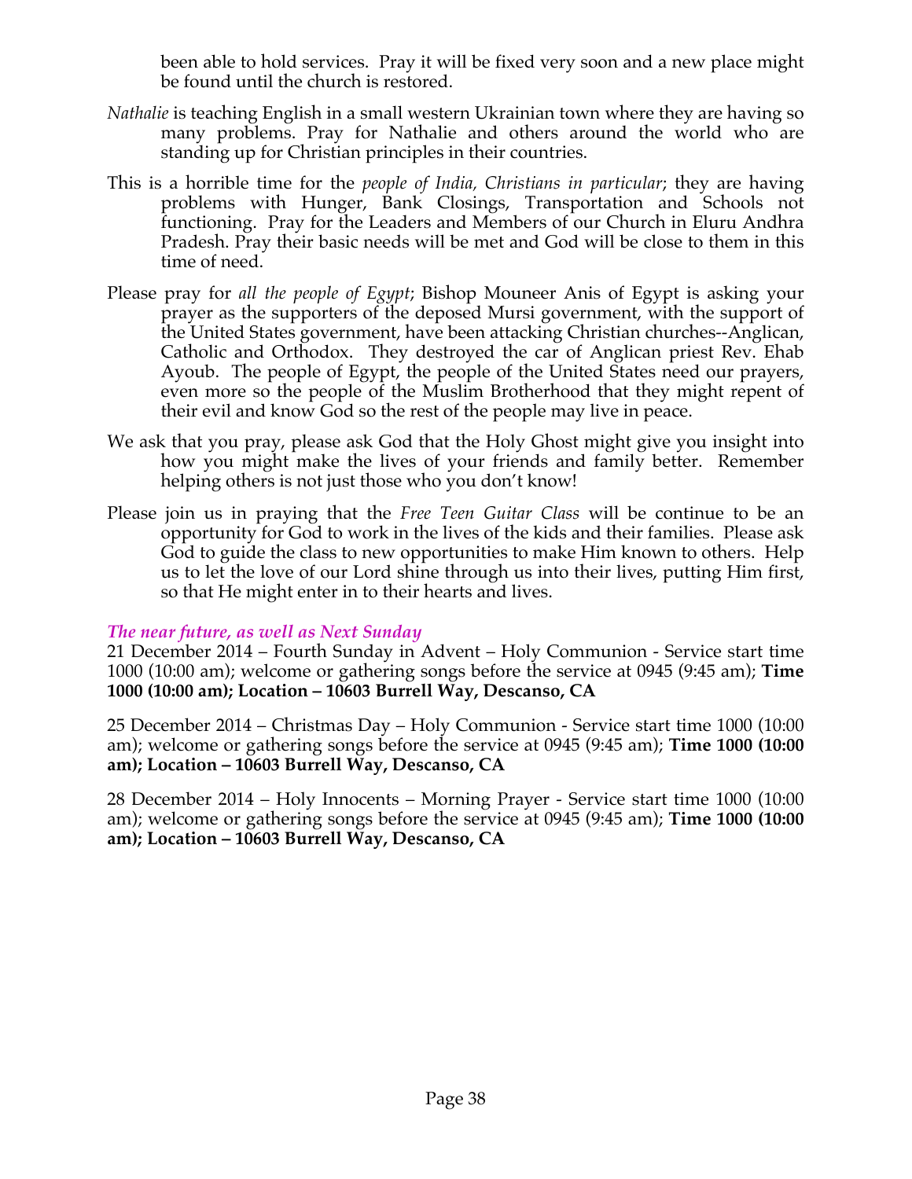been able to hold services. Pray it will be fixed very soon and a new place might be found until the church is restored.

*Nathalie* is teaching English in a small western Ukrainian town where they are having so many problems. Pray for Nathalie and others around the world who are standing up for Christian principles in their countries.

This is a horrible time for the *people of India, Christians in particular*; they are having problems with Hunger, Bank Closings, Transportation and Schools not functioning. Pray for the Leaders and Members of our Church in Eluru Andhra Pradesh. Pray their basic needs will be met and God will be close to them in this time of need.

Please pray for *all the people of Egypt*; Bishop Mouneer Anis of Egypt is asking your prayer as the supporters of the deposed Mursi government, with the support of the United States government, have been attacking Christian churches--Anglican, Catholic and Orthodox. They destroyed the car of Anglican priest Rev. Ehab Ayoub. The people of Egypt, the people of the United States need our prayers, even more so the people of the Muslim Brotherhood that they might repent of their evil and know God so the rest of the people may live in peace.

We ask that you pray, please ask God that the Holy Ghost might give you insight into how you might make the lives of your friends and family better. Remember helping others is not just those who you don't know!

Please join us in praying that the *Free Teen Guitar Class* will be continue to be an opportunity for God to work in the lives of the kids and their families. Please ask God to guide the class to new opportunities to make Him known to others. Help us to let the love of our Lord shine through us into their lives, putting Him first, so that He might enter in to their hearts and lives.

### *The near future, as well as Next Sunday*

21 December 2014 – Fourth Sunday in Advent – Holy Communion - Service start time 1000 (10:00 am); welcome or gathering songs before the service at 0945 (9:45 am); **Time 1000 (10:00 am); Location – 10603 Burrell Way, Descanso, CA**

25 December 2014 – Christmas Day – Holy Communion - Service start time 1000 (10:00 am); welcome or gathering songs before the service at 0945 (9:45 am); **Time 1000 (10:00 am); Location – 10603 Burrell Way, Descanso, CA**

28 December 2014 – Holy Innocents – Morning Prayer - Service start time 1000 (10:00 am); welcome or gathering songs before the service at 0945 (9:45 am); **Time 1000 (10:00 am); Location – 10603 Burrell Way, Descanso, CA**